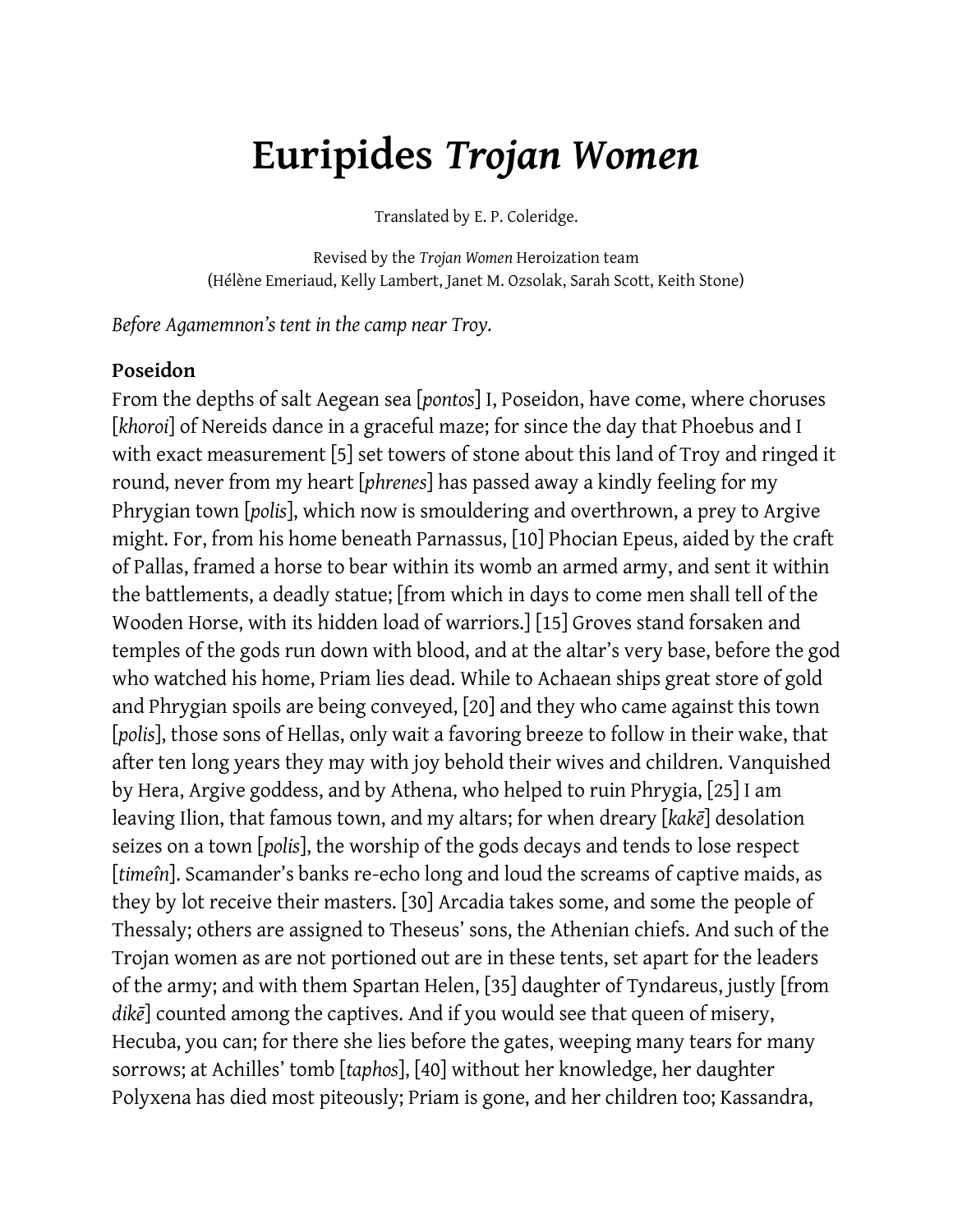# Euripides *Trojan Women*

Translated by E. P. Coleridge.

Revised by the *Trojan Women* Heroization team
(Hélène Emeriaud, Kelly Lambert, Janet M. Ozsolak, Sarah Scott, Keith Stone)

*Before Agamemnon's tent in the camp near Troy.*

### Poseidon

From the depths of salt Aegean sea [*pontos*] I, Poseidon, have come, where choruses [*khoroi*] of Nereids dance in a graceful maze; for since the day that Phoebus and I with exact measurement [5] set towers of stone about this land of Troy and ringed it round, never from my heart [*phrenes*] has passed away a kindly feeling for my Phrygian town [*polis*], which now is smouldering and overthrown, a prey to Argive might. For, from his home beneath Parnassus, [10] Phocian Epeus, aided by the craft of Pallas, framed a horse to bear within its womb an armed army, and sent it within the battlements, a deadly statue; [from which in days to come men shall tell of the Wooden Horse, with its hidden load of warriors.] [15] Groves stand forsaken and temples of the gods run down with blood, and at the altar's very base, before the god who watched his home, Priam lies dead. While to Achaean ships great store of gold and Phrygian spoils are being conveyed, [20] and they who came against this town [*polis*], those sons of Hellas, only wait a favoring breeze to follow in their wake, that after ten long years they may with joy behold their wives and children. Vanquished by Hera, Argive goddess, and by Athena, who helped to ruin Phrygia, [25] I am leaving Ilion, that famous town, and my altars; for when dreary [*kakē*] desolation seizes on a town [*polis*], the worship of the gods decays and tends to lose respect [*timeîn*]. Scamander's banks re-echo long and loud the screams of captive maids, as they by lot receive their masters. [30] Arcadia takes some, and some the people of Thessaly; others are assigned to Theseus' sons, the Athenian chiefs. And such of the Trojan women as are not portioned out are in these tents, set apart for the leaders of the army; and with them Spartan Helen, [35] daughter of Tyndareus, justly [from *dikē*] counted among the captives. And if you would see that queen of misery, Hecuba, you can; for there she lies before the gates, weeping many tears for many sorrows; at Achilles' tomb [*taphos*], [40] without her knowledge, her daughter Polyxena has died most piteously; Priam is gone, and her children too; Kassandra,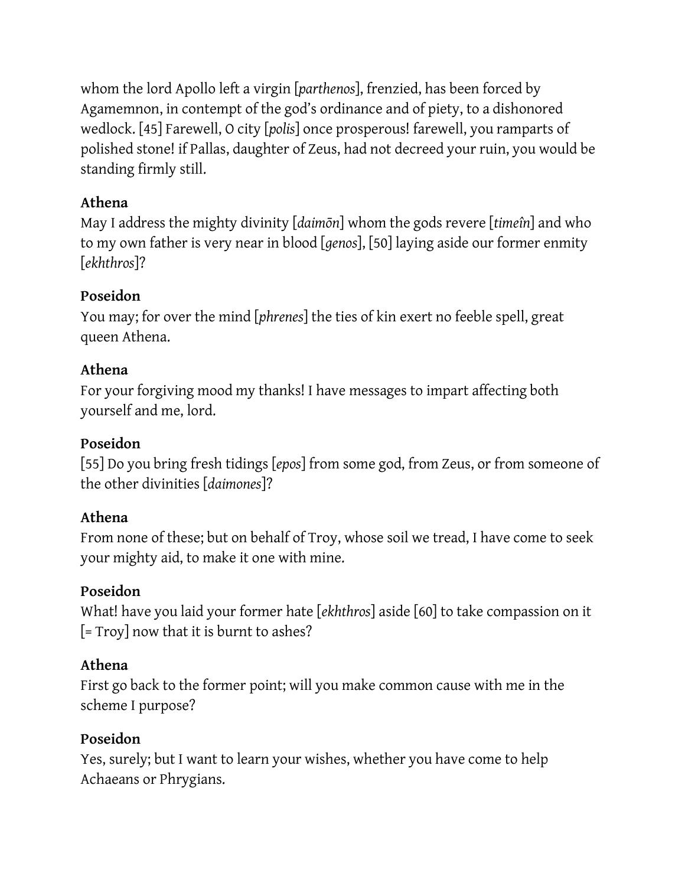whom the lord Apollo left a virgin [*parthenos*], frenzied, has been forced by Agamemnon, in contempt of the god's ordinance and of piety, to a dishonored wedlock. [45] Farewell, O city [*polis*] once prosperous! farewell, you ramparts of polished stone! if Pallas, daughter of Zeus, had not decreed your ruin, you would be standing firmly still.

**Athena**
May I address the mighty divinity [*daimōn*] whom the gods revere [*timeîn*] and who to my own father is very near in blood [*genos*], [50] laying aside our former enmity [*ekhthros*]?

**Poseidon**
You may; for over the mind [*phrenes*] the ties of kin exert no feeble spell, great queen Athena.

**Athena**
For your forgiving mood my thanks! I have messages to impart affecting both yourself and me, lord.

**Poseidon**
[55] Do you bring fresh tidings [*epos*] from some god, from Zeus, or from someone of the other divinities [*daimones*]?

**Athena**
From none of these; but on behalf of Troy, whose soil we tread, I have come to seek your mighty aid, to make it one with mine.

**Poseidon**
What! have you laid your former hate [*ekhthros*] aside [60] to take compassion on it [= Troy] now that it is burnt to ashes?

**Athena**
First go back to the former point; will you make common cause with me in the scheme I purpose?

**Poseidon**
Yes, surely; but I want to learn your wishes, whether you have come to help Achaeans or Phrygians.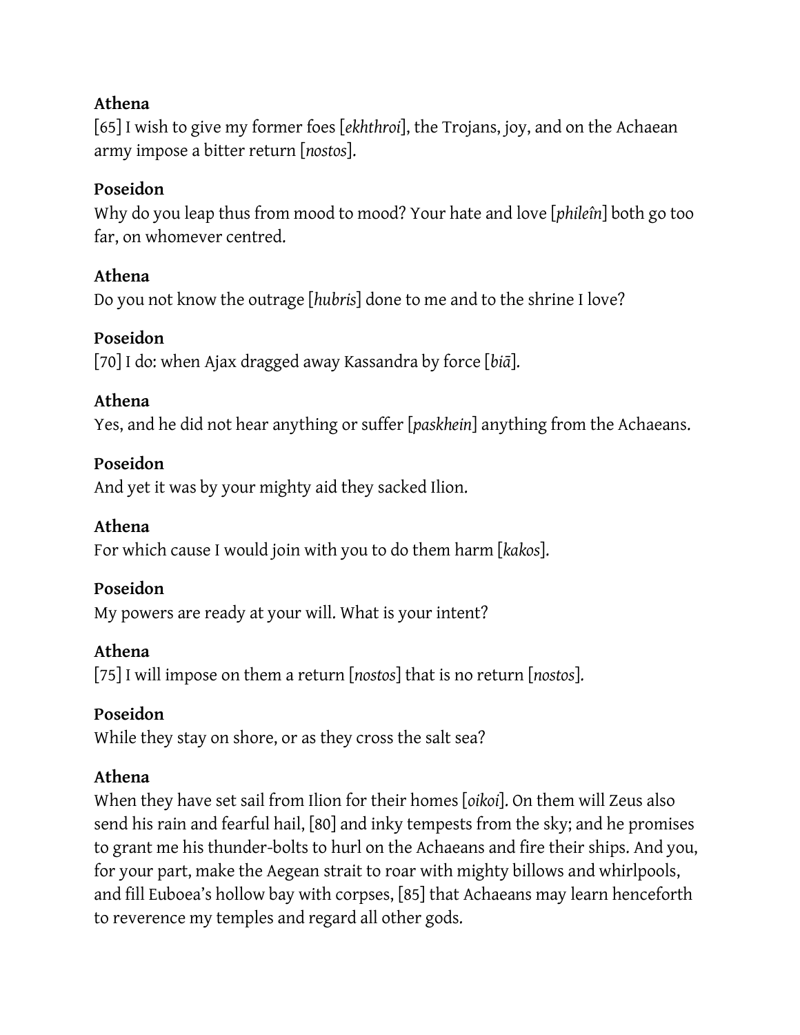**Athena**

[65] I wish to give my former foes [*ekhthroi*], the Trojans, joy, and on the Achaean army impose a bitter return [*nostos*].

**Poseidon**

Why do you leap thus from mood to mood? Your hate and love [*phileîn*] both go too far, on whomever centred.

**Athena**

Do you not know the outrage [*hubris*] done to me and to the shrine I love?

**Poseidon**

[70] I do: when Ajax dragged away Kassandra by force [*biā*].

**Athena**

Yes, and he did not hear anything or suffer [*paskhein*] anything from the Achaeans.

**Poseidon**

And yet it was by your mighty aid they sacked Ilion.

**Athena**

For which cause I would join with you to do them harm [*kakos*].

**Poseidon**

My powers are ready at your will. What is your intent?

**Athena**

[75] I will impose on them a return [*nostos*] that is no return [*nostos*].

**Poseidon**

While they stay on shore, or as they cross the salt sea?

**Athena**

When they have set sail from Ilion for their homes [*oikoi*]. On them will Zeus also send his rain and fearful hail, [80] and inky tempests from the sky; and he promises to grant me his thunder-bolts to hurl on the Achaeans and fire their ships. And you, for your part, make the Aegean strait to roar with mighty billows and whirlpools, and fill Euboea's hollow bay with corpses, [85] that Achaeans may learn henceforth to reverence my temples and regard all other gods.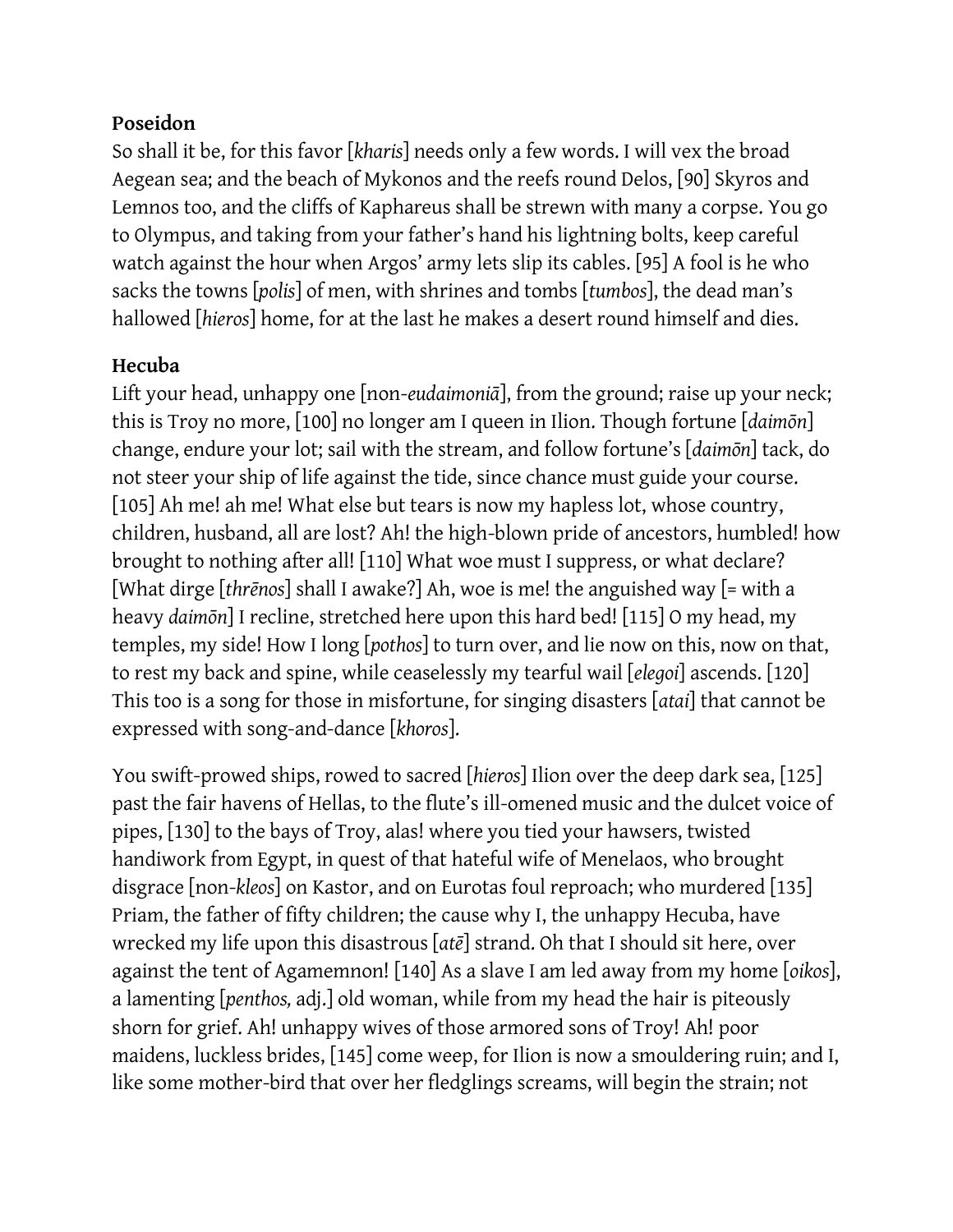**Poseidon**
So shall it be, for this favor [*kharis*] needs only a few words. I will vex the broad Aegean sea; and the beach of Mykonos and the reefs round Delos, [90] Skyros and Lemnos too, and the cliffs of Kaphareus shall be strewn with many a corpse. You go to Olympus, and taking from your father's hand his lightning bolts, keep careful watch against the hour when Argos' army lets slip its cables. [95] A fool is he who sacks the towns [*polis*] of men, with shrines and tombs [*tumbos*], the dead man's hallowed [*hieros*] home, for at the last he makes a desert round himself and dies.

**Hecuba**
Lift your head, unhappy one [non-*eudaimoniā*], from the ground; raise up your neck; this is Troy no more, [100] no longer am I queen in Ilion. Though fortune [*daimōn*] change, endure your lot; sail with the stream, and follow fortune's [*daimōn*] tack, do not steer your ship of life against the tide, since chance must guide your course. [105] Ah me! ah me! What else but tears is now my hapless lot, whose country, children, husband, all are lost? Ah! the high-blown pride of ancestors, humbled! how brought to nothing after all! [110] What woe must I suppress, or what declare? [What dirge [*thrēnos*] shall I awake?] Ah, woe is me! the anguished way [= with a heavy *daimōn*] I recline, stretched here upon this hard bed! [115] O my head, my temples, my side! How I long [*pothos*] to turn over, and lie now on this, now on that, to rest my back and spine, while ceaselessly my tearful wail [*elegoi*] ascends. [120] This too is a song for those in misfortune, for singing disasters [*atai*] that cannot be expressed with song-and-dance [*khoros*].

You swift-prowed ships, rowed to sacred [*hieros*] Ilion over the deep dark sea, [125] past the fair havens of Hellas, to the flute's ill-omened music and the dulcet voice of pipes, [130] to the bays of Troy, alas! where you tied your hawsers, twisted handiwork from Egypt, in quest of that hateful wife of Menelaos, who brought disgrace [non-*kleos*] on Kastor, and on Eurotas foul reproach; who murdered [135] Priam, the father of fifty children; the cause why I, the unhappy Hecuba, have wrecked my life upon this disastrous [*atē*] strand. Oh that I should sit here, over against the tent of Agamemnon! [140] As a slave I am led away from my home [*oikos*], a lamenting [*penthos,* adj.] old woman, while from my head the hair is piteously shorn for grief. Ah! unhappy wives of those armored sons of Troy! Ah! poor maidens, luckless brides, [145] come weep, for Ilion is now a smouldering ruin; and I, like some mother-bird that over her fledglings screams, will begin the strain; not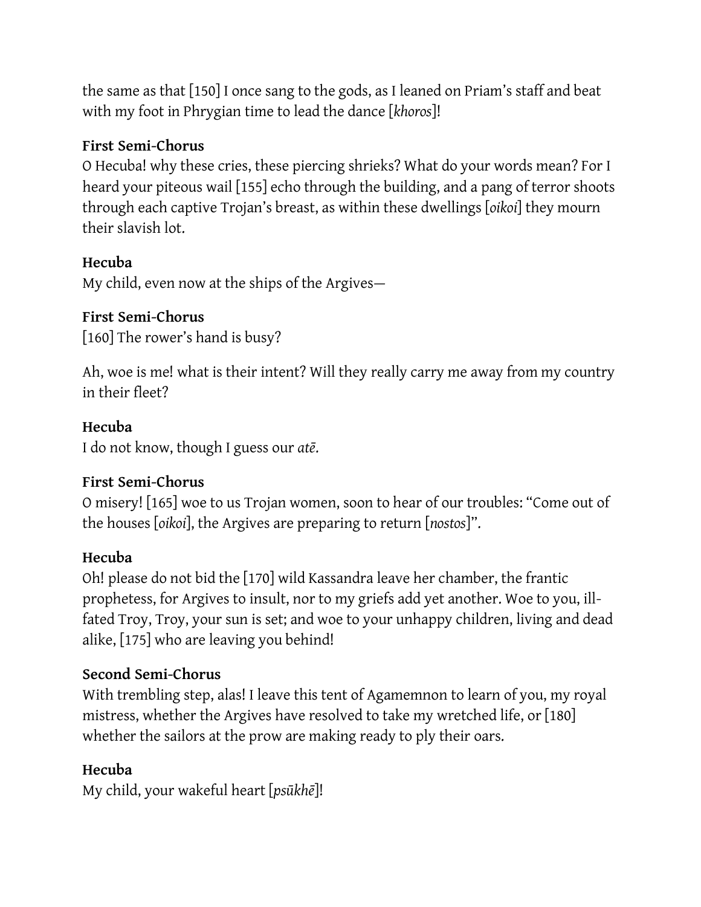the same as that [150] I once sang to the gods, as I leaned on Priam's staff and beat with my foot in Phrygian time to lead the dance [*khoros*]!

**First Semi-Chorus**
O Hecuba! why these cries, these piercing shrieks? What do your words mean? For I heard your piteous wail [155] echo through the building, and a pang of terror shoots through each captive Trojan's breast, as within these dwellings [*oikoi*] they mourn their slavish lot.

**Hecuba**
My child, even now at the ships of the Argives—

**First Semi-Chorus**
[160] The rower's hand is busy?

Ah, woe is me! what is their intent? Will they really carry me away from my country in their fleet?

**Hecuba**
I do not know, though I guess our *atē*.

**First Semi-Chorus**
O misery! [165] woe to us Trojan women, soon to hear of our troubles: "Come out of the houses [*oikoi*], the Argives are preparing to return [*nostos*]".

**Hecuba**
Oh! please do not bid the [170] wild Kassandra leave her chamber, the frantic prophetess, for Argives to insult, nor to my griefs add yet another. Woe to you, ill-fated Troy, Troy, your sun is set; and woe to your unhappy children, living and dead alike, [175] who are leaving you behind!

**Second Semi-Chorus**
With trembling step, alas! I leave this tent of Agamemnon to learn of you, my royal mistress, whether the Argives have resolved to take my wretched life, or [180] whether the sailors at the prow are making ready to ply their oars.

**Hecuba**
My child, your wakeful heart [*psūkhē*]!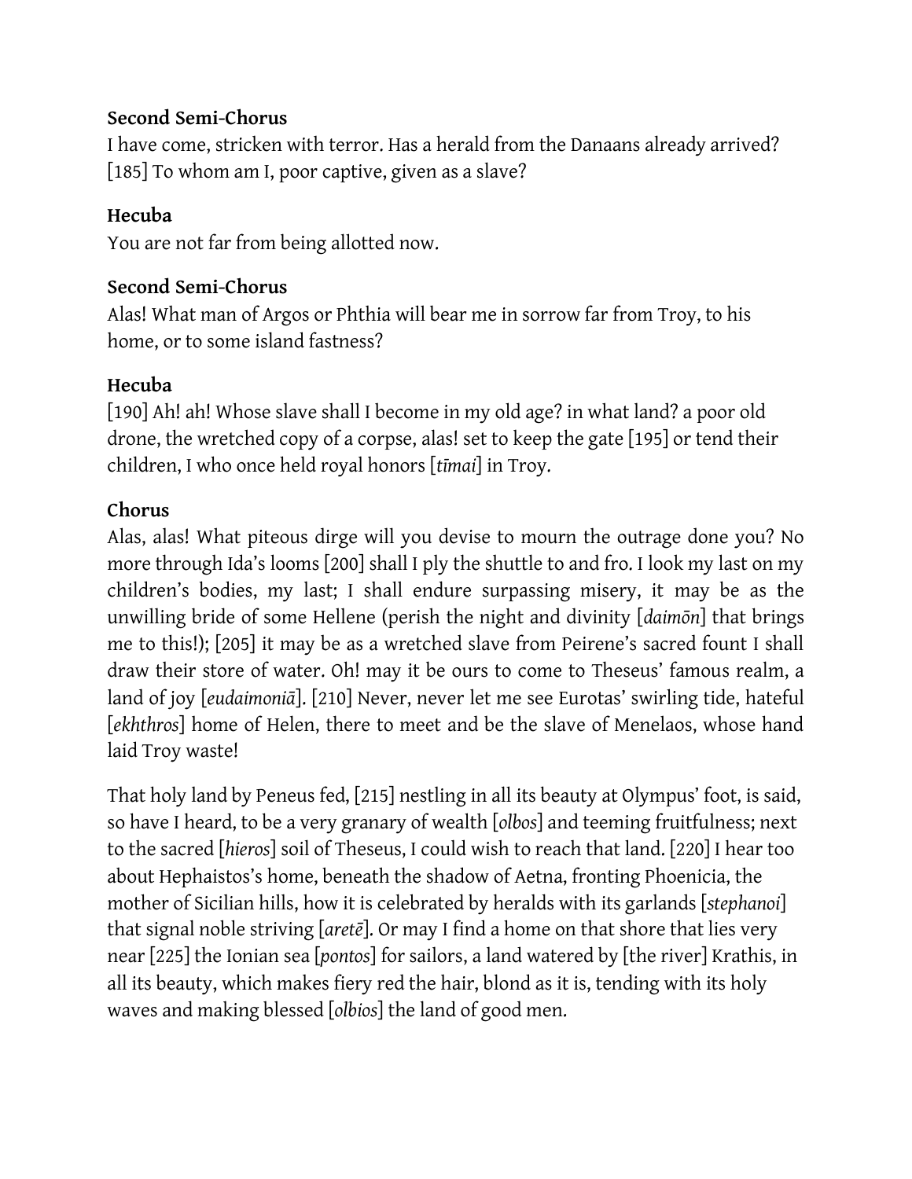**Second Semi-Chorus**

I have come, stricken with terror. Has a herald from the Danaans already arrived? [185] To whom am I, poor captive, given as a slave?

**Hecuba**

You are not far from being allotted now.

**Second Semi-Chorus**

Alas! What man of Argos or Phthia will bear me in sorrow far from Troy, to his home, or to some island fastness?

**Hecuba**

[190] Ah! ah! Whose slave shall I become in my old age? in what land? a poor old drone, the wretched copy of a corpse, alas! set to keep the gate [195] or tend their children, I who once held royal honors [*tīmai*] in Troy.

**Chorus**

Alas, alas! What piteous dirge will you devise to mourn the outrage done you? No more through Ida's looms [200] shall I ply the shuttle to and fro. I look my last on my children's bodies, my last; I shall endure surpassing misery, it may be as the unwilling bride of some Hellene (perish the night and divinity [*daimōn*] that brings me to this!); [205] it may be as a wretched slave from Peirene's sacred fount I shall draw their store of water. Oh! may it be ours to come to Theseus' famous realm, a land of joy [*eudaimoniā*]. [210] Never, never let me see Eurotas' swirling tide, hateful [*ekhthros*] home of Helen, there to meet and be the slave of Menelaos, whose hand laid Troy waste!

That holy land by Peneus fed, [215] nestling in all its beauty at Olympus' foot, is said, so have I heard, to be a very granary of wealth [*olbos*] and teeming fruitfulness; next to the sacred [*hieros*] soil of Theseus, I could wish to reach that land. [220] I hear too about Hephaistos's home, beneath the shadow of Aetna, fronting Phoenicia, the mother of Sicilian hills, how it is celebrated by heralds with its garlands [*stephanoi*] that signal noble striving [*aretē*]. Or may I find a home on that shore that lies very near [225] the Ionian sea [*pontos*] for sailors, a land watered by [the river] Krathis, in all its beauty, which makes fiery red the hair, blond as it is, tending with its holy waves and making blessed [*olbios*] the land of good men.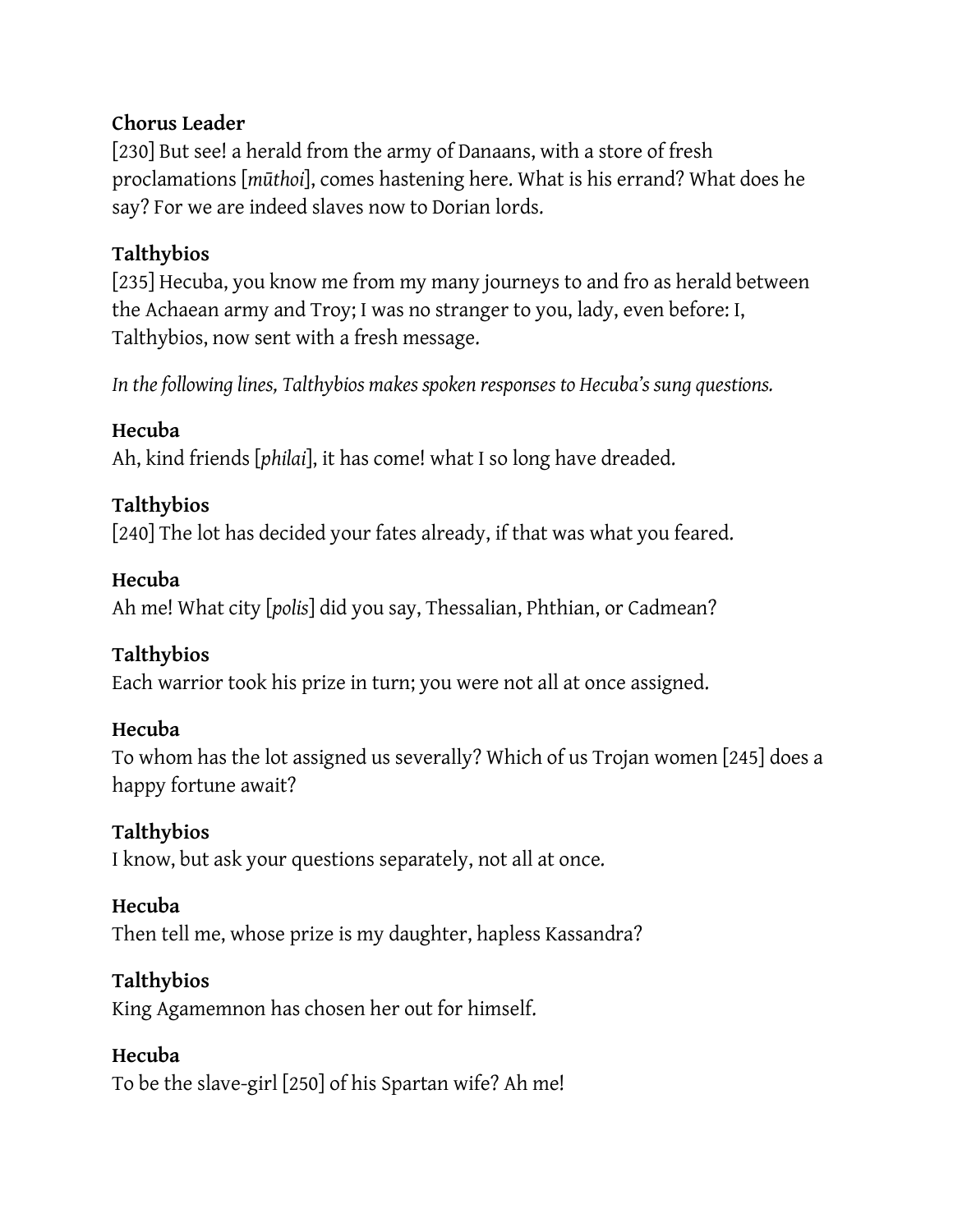**Chorus Leader**
[230] But see! a herald from the army of Danaans, with a store of fresh proclamations [*mūthoi*], comes hastening here. What is his errand? What does he say? For we are indeed slaves now to Dorian lords.

**Talthybios**
[235] Hecuba, you know me from my many journeys to and fro as herald between the Achaean army and Troy; I was no stranger to you, lady, even before: I, Talthybios, now sent with a fresh message.

*In the following lines, Talthybios makes spoken responses to Hecuba's sung questions.*

**Hecuba**
Ah, kind friends [*philai*], it has come! what I so long have dreaded.

**Talthybios**
[240] The lot has decided your fates already, if that was what you feared.

**Hecuba**
Ah me! What city [*polis*] did you say, Thessalian, Phthian, or Cadmean?

**Talthybios**
Each warrior took his prize in turn; you were not all at once assigned.

**Hecuba**
To whom has the lot assigned us severally? Which of us Trojan women [245] does a happy fortune await?

**Talthybios**
I know, but ask your questions separately, not all at once.

**Hecuba**
Then tell me, whose prize is my daughter, hapless Kassandra?

**Talthybios**
King Agamemnon has chosen her out for himself.

**Hecuba**
To be the slave-girl [250] of his Spartan wife? Ah me!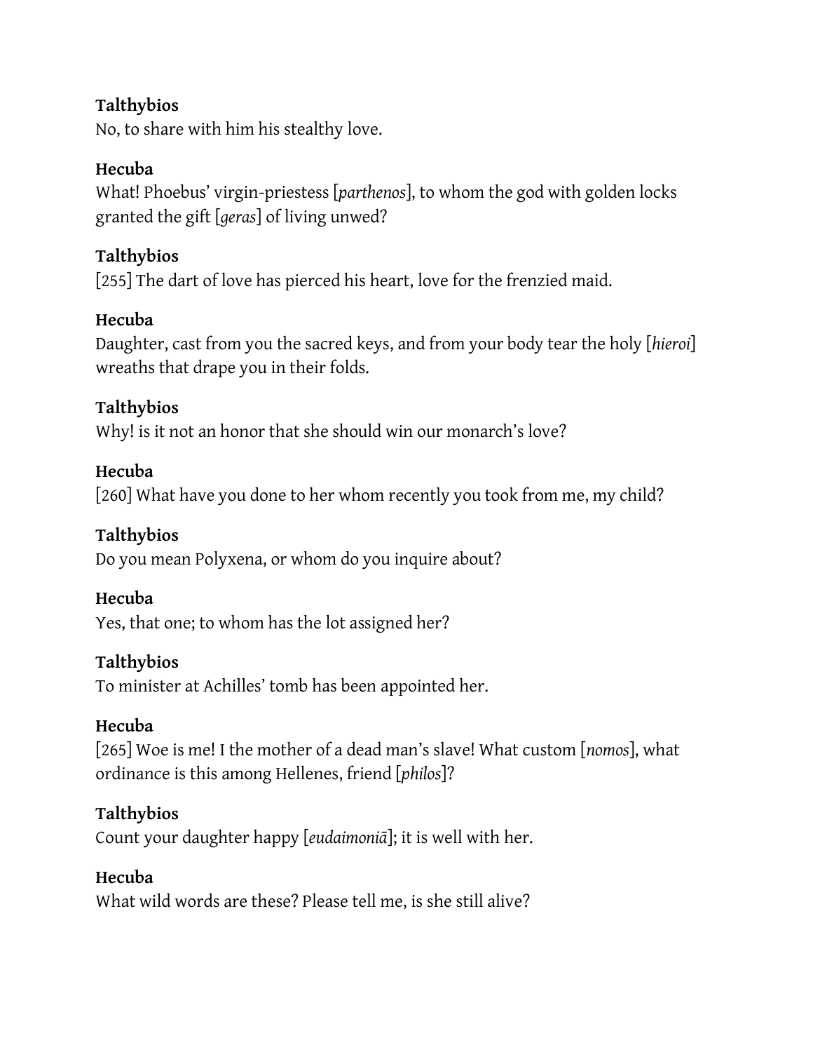**Talthybios**
No, to share with him his stealthy love.

**Hecuba**
What! Phoebus' virgin-priestess [*parthenos*], to whom the god with golden locks granted the gift [*geras*] of living unwed?

**Talthybios**
[255] The dart of love has pierced his heart, love for the frenzied maid.

**Hecuba**
Daughter, cast from you the sacred keys, and from your body tear the holy [*hieroi*] wreaths that drape you in their folds.

**Talthybios**
Why! is it not an honor that she should win our monarch's love?

**Hecuba**
[260] What have you done to her whom recently you took from me, my child?

**Talthybios**
Do you mean Polyxena, or whom do you inquire about?

**Hecuba**
Yes, that one; to whom has the lot assigned her?

**Talthybios**
To minister at Achilles' tomb has been appointed her.

**Hecuba**
[265] Woe is me! I the mother of a dead man's slave! What custom [*nomos*], what ordinance is this among Hellenes, friend [*philos*]?

**Talthybios**
Count your daughter happy [*eudaimoniā*]; it is well with her.

**Hecuba**
What wild words are these? Please tell me, is she still alive?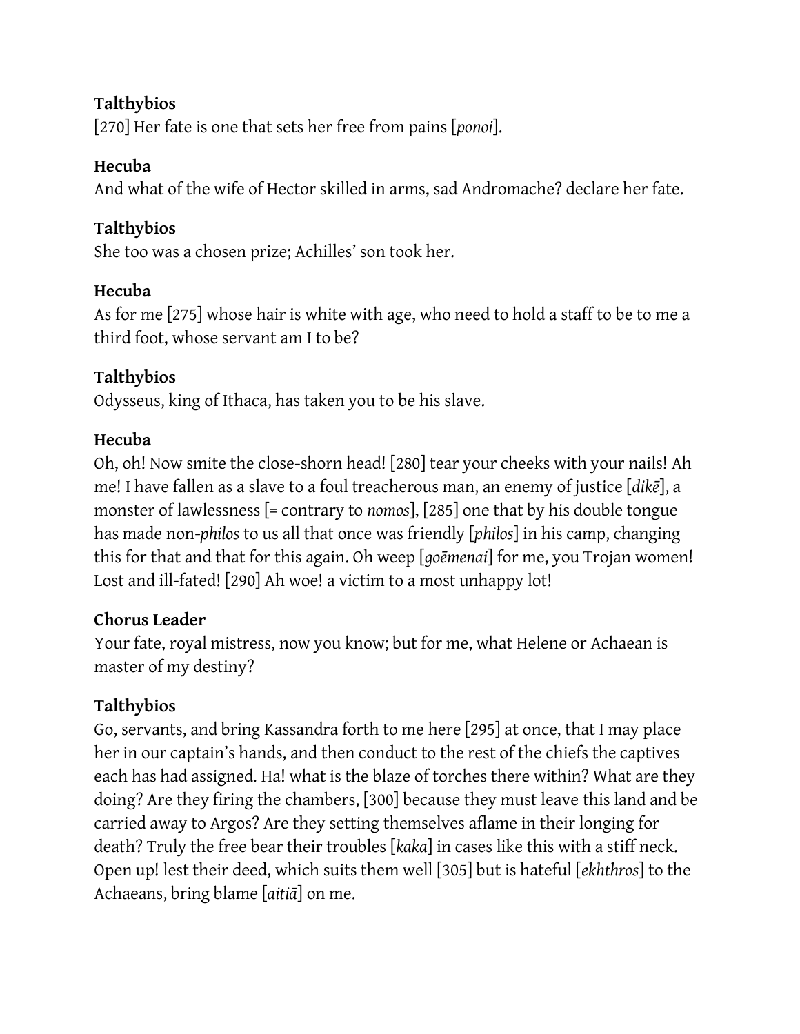**Talthybios**
[270] Her fate is one that sets her free from pains [*ponoi*].

**Hecuba**
And what of the wife of Hector skilled in arms, sad Andromache? declare her fate.

**Talthybios**
She too was a chosen prize; Achilles' son took her.

**Hecuba**
As for me [275] whose hair is white with age, who need to hold a staff to be to me a third foot, whose servant am I to be?

**Talthybios**
Odysseus, king of Ithaca, has taken you to be his slave.

**Hecuba**
Oh, oh! Now smite the close-shorn head! [280] tear your cheeks with your nails! Ah me! I have fallen as a slave to a foul treacherous man, an enemy of justice [*dikē*], a monster of lawlessness [= contrary to *nomos*], [285] one that by his double tongue has made non-*philos* to us all that once was friendly [*philos*] in his camp, changing this for that and that for this again. Oh weep [*goēmenai*] for me, you Trojan women! Lost and ill-fated! [290] Ah woe! a victim to a most unhappy lot!

**Chorus Leader**
Your fate, royal mistress, now you know; but for me, what Helene or Achaean is master of my destiny?

**Talthybios**
Go, servants, and bring Kassandra forth to me here [295] at once, that I may place her in our captain's hands, and then conduct to the rest of the chiefs the captives each has had assigned. Ha! what is the blaze of torches there within? What are they doing? Are they firing the chambers, [300] because they must leave this land and be carried away to Argos? Are they setting themselves aflame in their longing for death? Truly the free bear their troubles [*kaka*] in cases like this with a stiff neck. Open up! lest their deed, which suits them well [305] but is hateful [*ekhthros*] to the Achaeans, bring blame [*aitiā*] on me.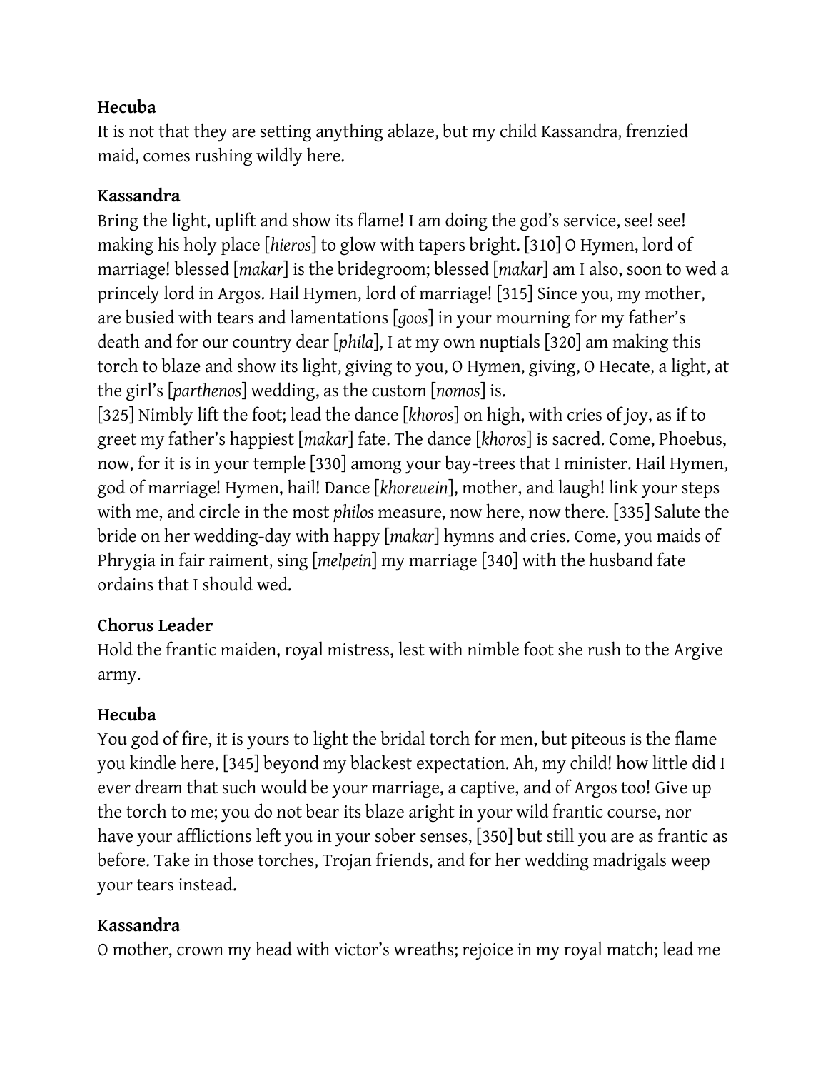**Hecuba**
It is not that they are setting anything ablaze, but my child Kassandra, frenzied maid, comes rushing wildly here.

**Kassandra**
Bring the light, uplift and show its flame! I am doing the god's service, see! see! making his holy place [*hieros*] to glow with tapers bright. [310] O Hymen, lord of marriage! blessed [*makar*] is the bridegroom; blessed [*makar*] am I also, soon to wed a princely lord in Argos. Hail Hymen, lord of marriage! [315] Since you, my mother, are busied with tears and lamentations [*goos*] in your mourning for my father's death and for our country dear [*phila*], I at my own nuptials [320] am making this torch to blaze and show its light, giving to you, O Hymen, giving, O Hecate, a light, at the girl's [*parthenos*] wedding, as the custom [*nomos*] is.
[325] Nimbly lift the foot; lead the dance [*khoros*] on high, with cries of joy, as if to greet my father's happiest [*makar*] fate. The dance [*khoros*] is sacred. Come, Phoebus, now, for it is in your temple [330] among your bay-trees that I minister. Hail Hymen, god of marriage! Hymen, hail! Dance [*khoreuein*], mother, and laugh! link your steps with me, and circle in the most *philos* measure, now here, now there. [335] Salute the bride on her wedding-day with happy [*makar*] hymns and cries. Come, you maids of Phrygia in fair raiment, sing [*melpein*] my marriage [340] with the husband fate ordains that I should wed.

**Chorus Leader**
Hold the frantic maiden, royal mistress, lest with nimble foot she rush to the Argive army.

**Hecuba**
You god of fire, it is yours to light the bridal torch for men, but piteous is the flame you kindle here, [345] beyond my blackest expectation. Ah, my child! how little did I ever dream that such would be your marriage, a captive, and of Argos too! Give up the torch to me; you do not bear its blaze aright in your wild frantic course, nor have your afflictions left you in your sober senses, [350] but still you are as frantic as before. Take in those torches, Trojan friends, and for her wedding madrigals weep your tears instead.

**Kassandra**
O mother, crown my head with victor's wreaths; rejoice in my royal match; lead me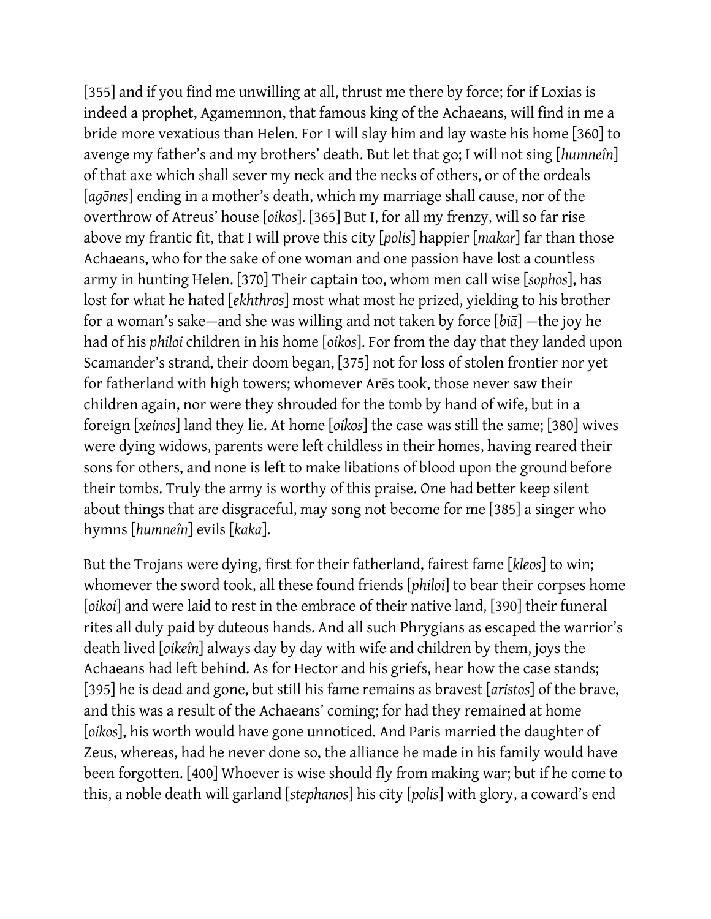[355] and if you find me unwilling at all, thrust me there by force; for if Loxias is indeed a prophet, Agamemnon, that famous king of the Achaeans, will find in me a bride more vexatious than Helen. For I will slay him and lay waste his home [360] to avenge my father's and my brothers' death. But let that go; I will not sing [*humneîn*] of that axe which shall sever my neck and the necks of others, or of the ordeals [*agōnes*] ending in a mother's death, which my marriage shall cause, nor of the overthrow of Atreus' house [*oikos*]. [365] But I, for all my frenzy, will so far rise above my frantic fit, that I will prove this city [*polis*] happier [*makar*] far than those Achaeans, who for the sake of one woman and one passion have lost a countless army in hunting Helen. [370] Their captain too, whom men call wise [*sophos*], has lost for what he hated [*ekhthros*] most what most he prized, yielding to his brother for a woman's sake—and she was willing and not taken by force [*biā*] —the joy he had of his *philoi* children in his home [*oikos*]. For from the day that they landed upon Scamander's strand, their doom began, [375] not for loss of stolen frontier nor yet for fatherland with high towers; whomever Arēs took, those never saw their children again, nor were they shrouded for the tomb by hand of wife, but in a foreign [*xeinos*] land they lie. At home [*oikos*] the case was still the same; [380] wives were dying widows, parents were left childless in their homes, having reared their sons for others, and none is left to make libations of blood upon the ground before their tombs. Truly the army is worthy of this praise. One had better keep silent about things that are disgraceful, may song not become for me [385] a singer who hymns [*humneîn*] evils [*kaka*].

But the Trojans were dying, first for their fatherland, fairest fame [*kleos*] to win; whomever the sword took, all these found friends [*philoi*] to bear their corpses home [*oikoi*] and were laid to rest in the embrace of their native land, [390] their funeral rites all duly paid by duteous hands. And all such Phrygians as escaped the warrior's death lived [*oikeîn*] always day by day with wife and children by them, joys the Achaeans had left behind. As for Hector and his griefs, hear how the case stands; [395] he is dead and gone, but still his fame remains as bravest [*aristos*] of the brave, and this was a result of the Achaeans' coming; for had they remained at home [*oikos*], his worth would have gone unnoticed. And Paris married the daughter of Zeus, whereas, had he never done so, the alliance he made in his family would have been forgotten. [400] Whoever is wise should fly from making war; but if he come to this, a noble death will garland [*stephanos*] his city [*polis*] with glory, a coward's end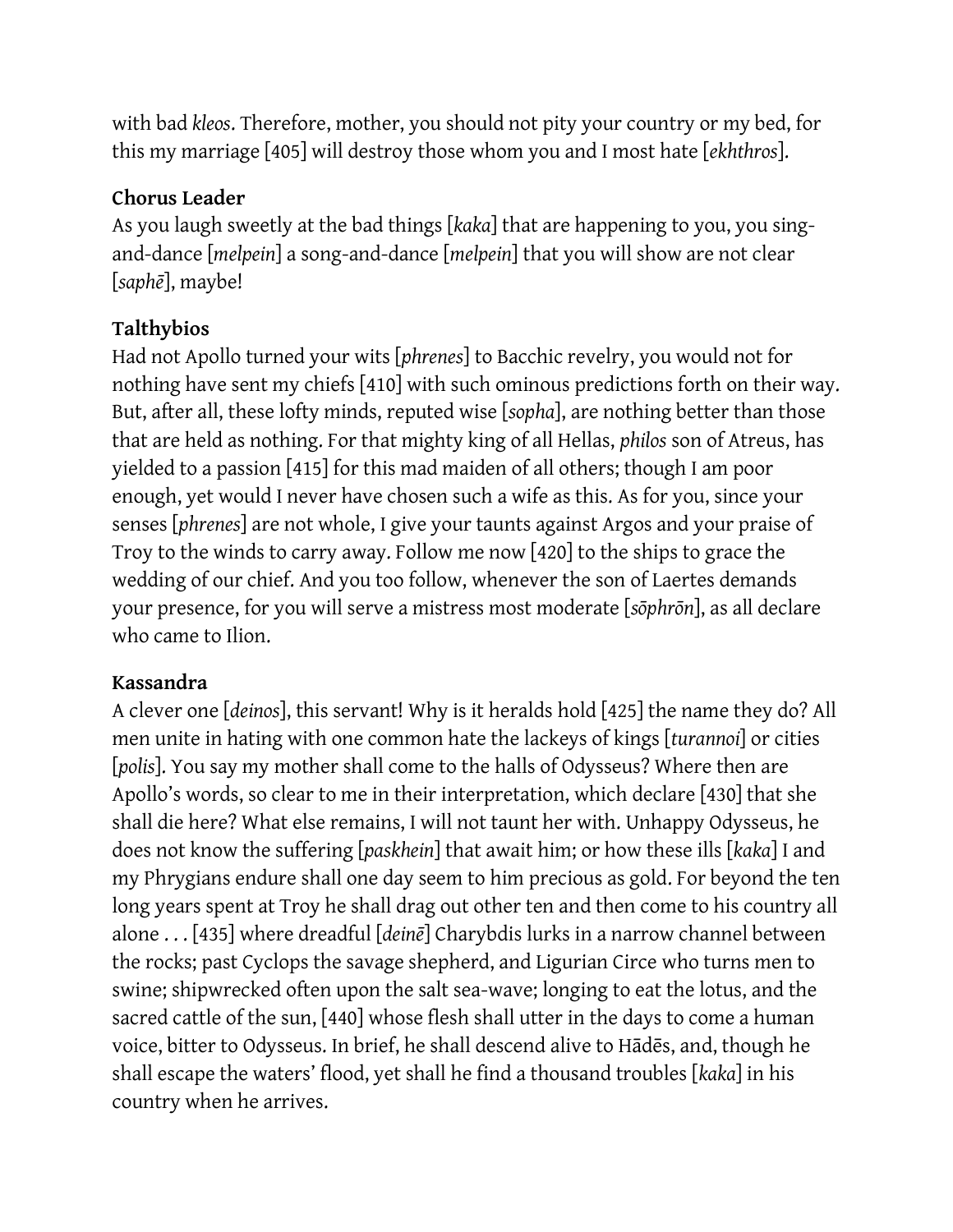with bad *kleos*. Therefore, mother, you should not pity your country or my bed, for this my marriage [405] will destroy those whom you and I most hate [*ekhthros*].

**Chorus Leader**

As you laugh sweetly at the bad things [*kaka*] that are happening to you, you sing-and-dance [*melpein*] a song-and-dance [*melpein*] that you will show are not clear [*saphē*], maybe!

**Talthybios**

Had not Apollo turned your wits [*phrenes*] to Bacchic revelry, you would not for nothing have sent my chiefs [410] with such ominous predictions forth on their way. But, after all, these lofty minds, reputed wise [*sopha*], are nothing better than those that are held as nothing. For that mighty king of all Hellas, *philos* son of Atreus, has yielded to a passion [415] for this mad maiden of all others; though I am poor enough, yet would I never have chosen such a wife as this. As for you, since your senses [*phrenes*] are not whole, I give your taunts against Argos and your praise of Troy to the winds to carry away. Follow me now [420] to the ships to grace the wedding of our chief. And you too follow, whenever the son of Laertes demands your presence, for you will serve a mistress most moderate [*sōphrōn*], as all declare who came to Ilion.

**Kassandra**

A clever one [*deinos*], this servant! Why is it heralds hold [425] the name they do? All men unite in hating with one common hate the lackeys of kings [*turannoi*] or cities [*polis*]. You say my mother shall come to the halls of Odysseus? Where then are Apollo's words, so clear to me in their interpretation, which declare [430] that she shall die here? What else remains, I will not taunt her with. Unhappy Odysseus, he does not know the suffering [*paskhein*] that await him; or how these ills [*kaka*] I and my Phrygians endure shall one day seem to him precious as gold. For beyond the ten long years spent at Troy he shall drag out other ten and then come to his country all alone . . . [435] where dreadful [*deinē*] Charybdis lurks in a narrow channel between the rocks; past Cyclops the savage shepherd, and Ligurian Circe who turns men to swine; shipwrecked often upon the salt sea-wave; longing to eat the lotus, and the sacred cattle of the sun, [440] whose flesh shall utter in the days to come a human voice, bitter to Odysseus. In brief, he shall descend alive to Hādēs, and, though he shall escape the waters' flood, yet shall he find a thousand troubles [*kaka*] in his country when he arrives.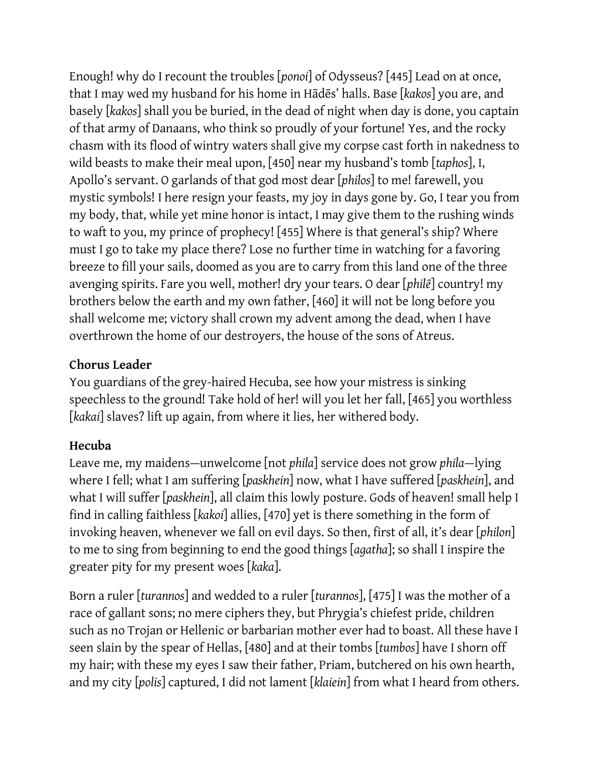Enough! why do I recount the troubles [*ponoi*] of Odysseus? [445] Lead on at once, that I may wed my husband for his home in Hādēs' halls. Base [*kakos*] you are, and basely [*kakos*] shall you be buried, in the dead of night when day is done, you captain of that army of Danaans, who think so proudly of your fortune! Yes, and the rocky chasm with its flood of wintry waters shall give my corpse cast forth in nakedness to wild beasts to make their meal upon, [450] near my husband's tomb [*taphos*], I, Apollo's servant. O garlands of that god most dear [*philos*] to me! farewell, you mystic symbols! I here resign your feasts, my joy in days gone by. Go, I tear you from my body, that, while yet mine honor is intact, I may give them to the rushing winds to waft to you, my prince of prophecy! [455] Where is that general's ship? Where must I go to take my place there? Lose no further time in watching for a favoring breeze to fill your sails, doomed as you are to carry from this land one of the three avenging spirits. Fare you well, mother! dry your tears. O dear [*philē*] country! my brothers below the earth and my own father, [460] it will not be long before you shall welcome me; victory shall crown my advent among the dead, when I have overthrown the home of our destroyers, the house of the sons of Atreus.

**Chorus Leader**
You guardians of the grey-haired Hecuba, see how your mistress is sinking speechless to the ground! Take hold of her! will you let her fall, [465] you worthless [*kakai*] slaves? lift up again, from where it lies, her withered body.

**Hecuba**
Leave me, my maidens—unwelcome [not *phila*] service does not grow *phila*—lying where I fell; what I am suffering [*paskhein*] now, what I have suffered [*paskhein*], and what I will suffer [*paskhein*], all claim this lowly posture. Gods of heaven! small help I find in calling faithless [*kakoi*] allies, [470] yet is there something in the form of invoking heaven, whenever we fall on evil days. So then, first of all, it's dear [*philon*] to me to sing from beginning to end the good things [*agatha*]; so shall I inspire the greater pity for my present woes [*kaka*].

Born a ruler [*turannos*] and wedded to a ruler [*turannos*], [475] I was the mother of a race of gallant sons; no mere ciphers they, but Phrygia's chiefest pride, children such as no Trojan or Hellenic or barbarian mother ever had to boast. All these have I seen slain by the spear of Hellas, [480] and at their tombs [*tumbos*] have I shorn off my hair; with these my eyes I saw their father, Priam, butchered on his own hearth, and my city [*polis*] captured, I did not lament [*klaiein*] from what I heard from others.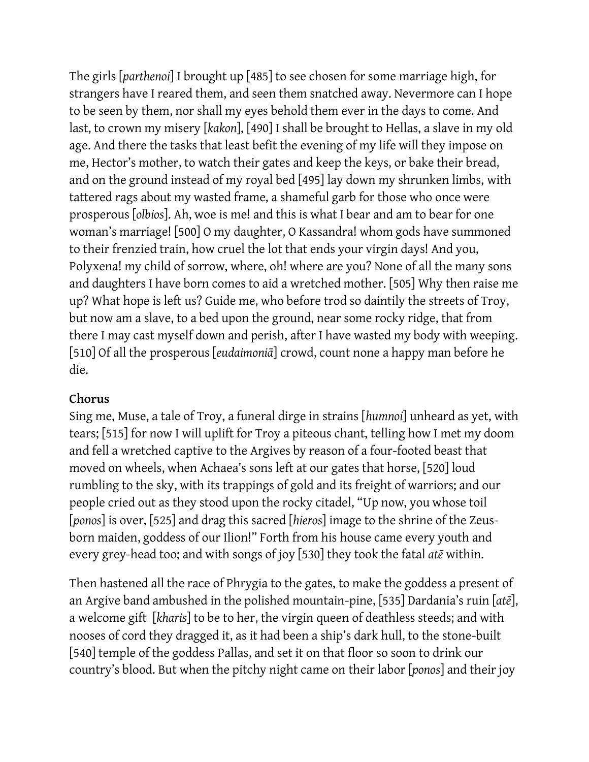The girls [*parthenoi*] I brought up [485] to see chosen for some marriage high, for strangers have I reared them, and seen them snatched away. Nevermore can I hope to be seen by them, nor shall my eyes behold them ever in the days to come. And last, to crown my misery [*kakon*], [490] I shall be brought to Hellas, a slave in my old age. And there the tasks that least befit the evening of my life will they impose on me, Hector's mother, to watch their gates and keep the keys, or bake their bread, and on the ground instead of my royal bed [495] lay down my shrunken limbs, with tattered rags about my wasted frame, a shameful garb for those who once were prosperous [*olbios*]. Ah, woe is me! and this is what I bear and am to bear for one woman's marriage! [500] O my daughter, O Kassandra! whom gods have summoned to their frenzied train, how cruel the lot that ends your virgin days! And you, Polyxena! my child of sorrow, where, oh! where are you? None of all the many sons and daughters I have born comes to aid a wretched mother. [505] Why then raise me up? What hope is left us? Guide me, who before trod so daintily the streets of Troy, but now am a slave, to a bed upon the ground, near some rocky ridge, that from there I may cast myself down and perish, after I have wasted my body with weeping. [510] Of all the prosperous [*eudaimoniā*] crowd, count none a happy man before he die.

**Chorus**
Sing me, Muse, a tale of Troy, a funeral dirge in strains [*humnoi*] unheard as yet, with tears; [515] for now I will uplift for Troy a piteous chant, telling how I met my doom and fell a wretched captive to the Argives by reason of a four-footed beast that moved on wheels, when Achaea's sons left at our gates that horse, [520] loud rumbling to the sky, with its trappings of gold and its freight of warriors; and our people cried out as they stood upon the rocky citadel, "Up now, you whose toil [*ponos*] is over, [525] and drag this sacred [*hieros*] image to the shrine of the Zeus-born maiden, goddess of our Ilion!" Forth from his house came every youth and every grey-head too; and with songs of joy [530] they took the fatal *atē* within.

Then hastened all the race of Phrygia to the gates, to make the goddess a present of an Argive band ambushed in the polished mountain-pine, [535] Dardania's ruin [*atē*], a welcome gift [*kharis*] to be to her, the virgin queen of deathless steeds; and with nooses of cord they dragged it, as it had been a ship's dark hull, to the stone-built [540] temple of the goddess Pallas, and set it on that floor so soon to drink our country's blood. But when the pitchy night came on their labor [*ponos*] and their joy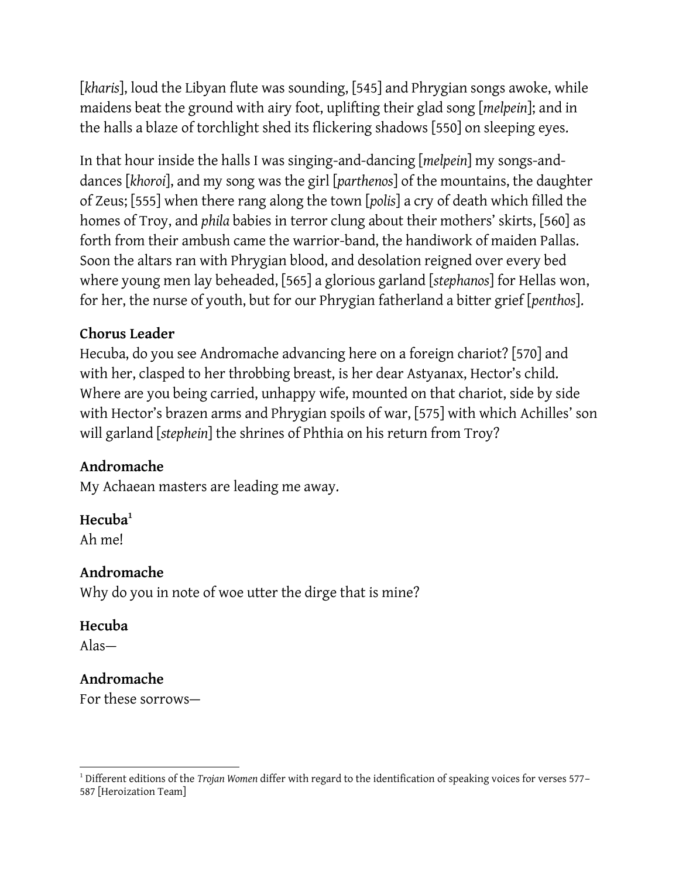[*kharis*], loud the Libyan flute was sounding, [545] and Phrygian songs awoke, while maidens beat the ground with airy foot, uplifting their glad song [*melpein*]; and in the halls a blaze of torchlight shed its flickering shadows [550] on sleeping eyes.

In that hour inside the halls I was singing-and-dancing [*melpein*] my songs-and-dances [*khoroi*], and my song was the girl [*parthenos*] of the mountains, the daughter of Zeus; [555] when there rang along the town [*polis*] a cry of death which filled the homes of Troy, and *phila* babies in terror clung about their mothers' skirts, [560] as forth from their ambush came the warrior-band, the handiwork of maiden Pallas. Soon the altars ran with Phrygian blood, and desolation reigned over every bed where young men lay beheaded, [565] a glorious garland [*stephanos*] for Hellas won, for her, the nurse of youth, but for our Phrygian fatherland a bitter grief [*penthos*].

**Chorus Leader**
Hecuba, do you see Andromache advancing here on a foreign chariot? [570] and with her, clasped to her throbbing breast, is her dear Astyanax, Hector's child. Where are you being carried, unhappy wife, mounted on that chariot, side by side with Hector's brazen arms and Phrygian spoils of war, [575] with which Achilles' son will garland [*stephein*] the shrines of Phthia on his return from Troy?

**Andromache**
My Achaean masters are leading me away.

**Hecuba**[1]
Ah me!

**Andromache**
Why do you in note of woe utter the dirge that is mine?

**Hecuba**
Alas—

**Andromache**
For these sorrows—

---

[1] Different editions of the *Trojan Women* differ with regard to the identification of speaking voices for verses 577–587 [Heroization Team]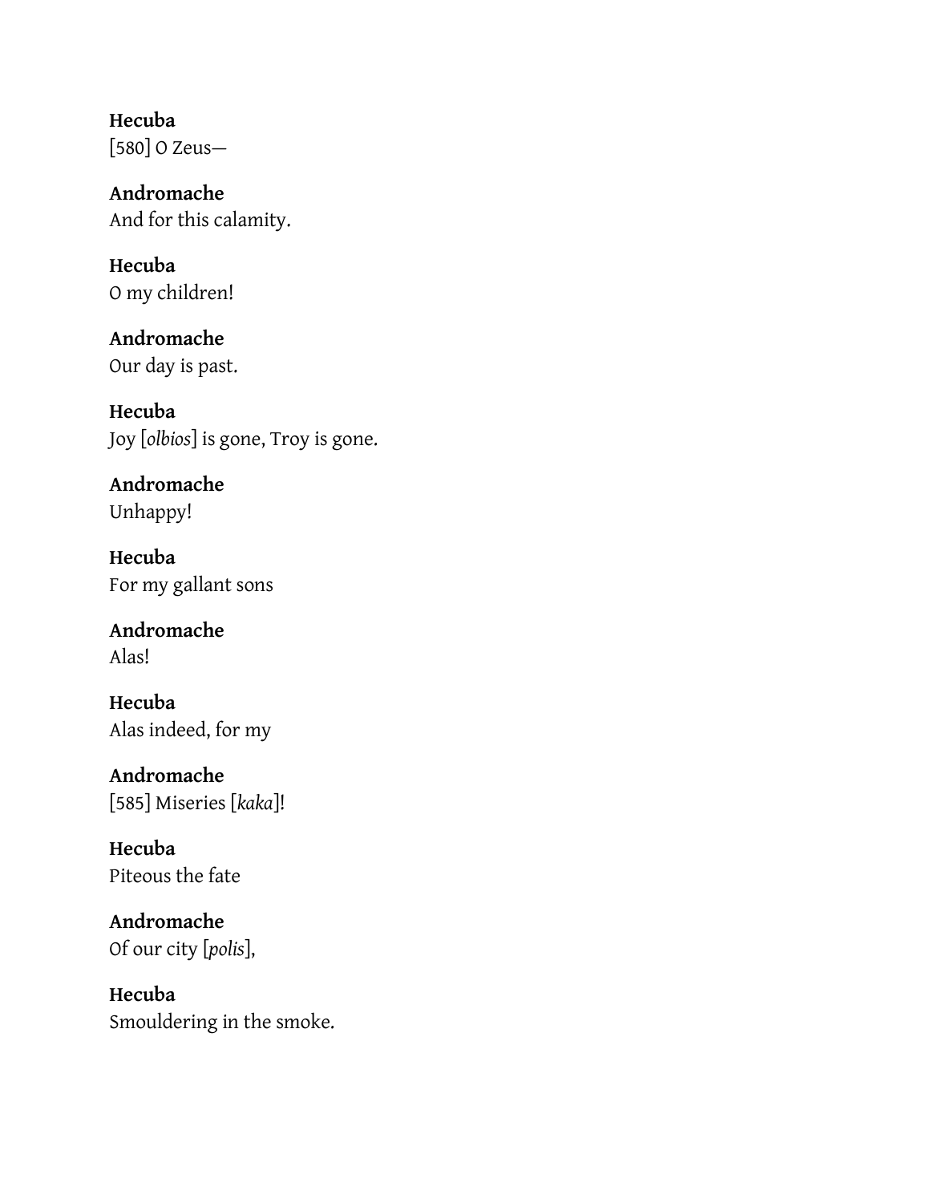**Hecuba**
[580] O Zeus—

**Andromache**
And for this calamity.

**Hecuba**
O my children!

**Andromache**
Our day is past.

**Hecuba**
Joy [*olbios*] is gone, Troy is gone.

**Andromache**
Unhappy!

**Hecuba**
For my gallant sons

**Andromache**
Alas!

**Hecuba**
Alas indeed, for my

**Andromache**
[585] Miseries [*kaka*]!

**Hecuba**
Piteous the fate

**Andromache**
Of our city [*polis*],

**Hecuba**
Smouldering in the smoke.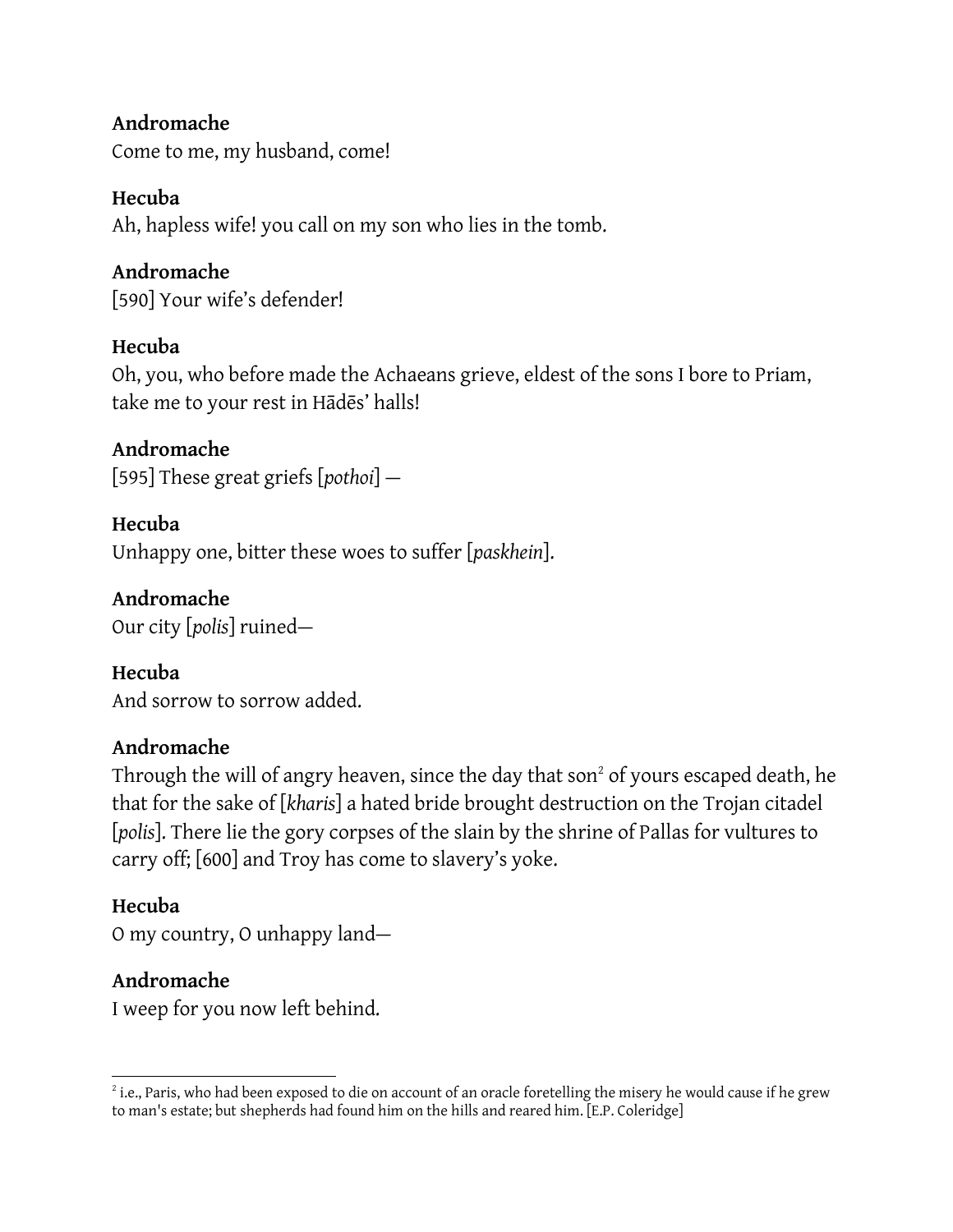**Andromache**
Come to me, my husband, come!

**Hecuba**
Ah, hapless wife! you call on my son who lies in the tomb.

**Andromache**
[590] Your wife's defender!

**Hecuba**
Oh, you, who before made the Achaeans grieve, eldest of the sons I bore to Priam, take me to your rest in Hādēs' halls!

**Andromache**
[595] These great griefs [*pothoi*] —

**Hecuba**
Unhappy one, bitter these woes to suffer [*paskhein*].

**Andromache**
Our city [*polis*] ruined—

**Hecuba**
And sorrow to sorrow added.

**Andromache**
Through the will of angry heaven, since the day that son[2] of yours escaped death, he that for the sake of [*kharis*] a hated bride brought destruction on the Trojan citadel [*polis*]. There lie the gory corpses of the slain by the shrine of Pallas for vultures to carry off; [600] and Troy has come to slavery's yoke.

**Hecuba**
O my country, O unhappy land—

**Andromache**
I weep for you now left behind.

---

[2] i.e., Paris, who had been exposed to die on account of an oracle foretelling the misery he would cause if he grew to man's estate; but shepherds had found him on the hills and reared him. [E.P. Coleridge]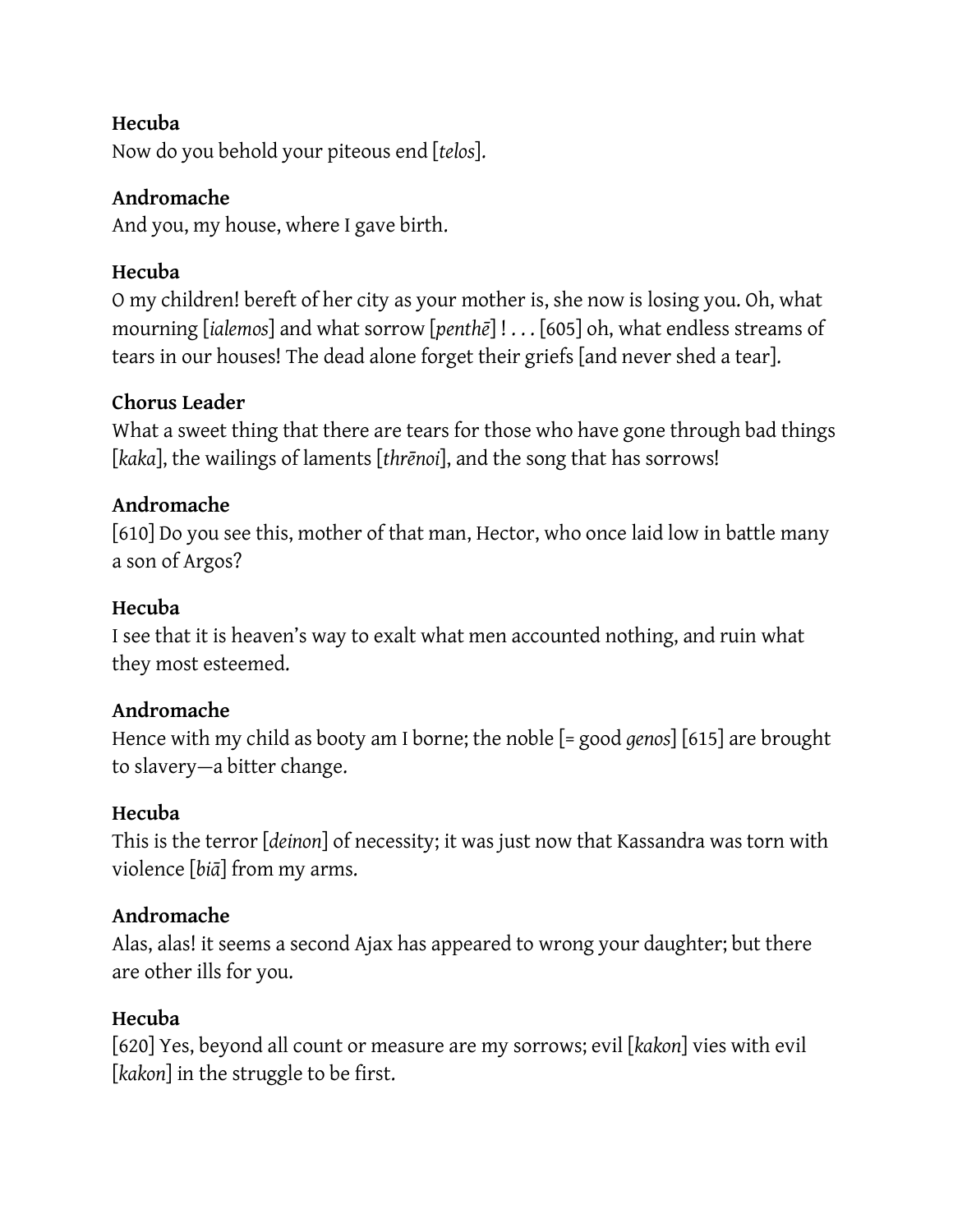**Hecuba**
Now do you behold your piteous end [*telos*].

**Andromache**
And you, my house, where I gave birth.

**Hecuba**
O my children! bereft of her city as your mother is, she now is losing you. Oh, what mourning [*ialemos*] and what sorrow [*penthē*] ! . . . [605] oh, what endless streams of tears in our houses! The dead alone forget their griefs [and never shed a tear].

**Chorus Leader**
What a sweet thing that there are tears for those who have gone through bad things [*kaka*], the wailings of laments [*thrēnoi*], and the song that has sorrows!

**Andromache**
[610] Do you see this, mother of that man, Hector, who once laid low in battle many a son of Argos?

**Hecuba**
I see that it is heaven's way to exalt what men accounted nothing, and ruin what they most esteemed.

**Andromache**
Hence with my child as booty am I borne; the noble [= good *genos*] [615] are brought to slavery—a bitter change.

**Hecuba**
This is the terror [*deinon*] of necessity; it was just now that Kassandra was torn with violence [*biā*] from my arms.

**Andromache**
Alas, alas! it seems a second Ajax has appeared to wrong your daughter; but there are other ills for you.

**Hecuba**
[620] Yes, beyond all count or measure are my sorrows; evil [*kakon*] vies with evil [*kakon*] in the struggle to be first.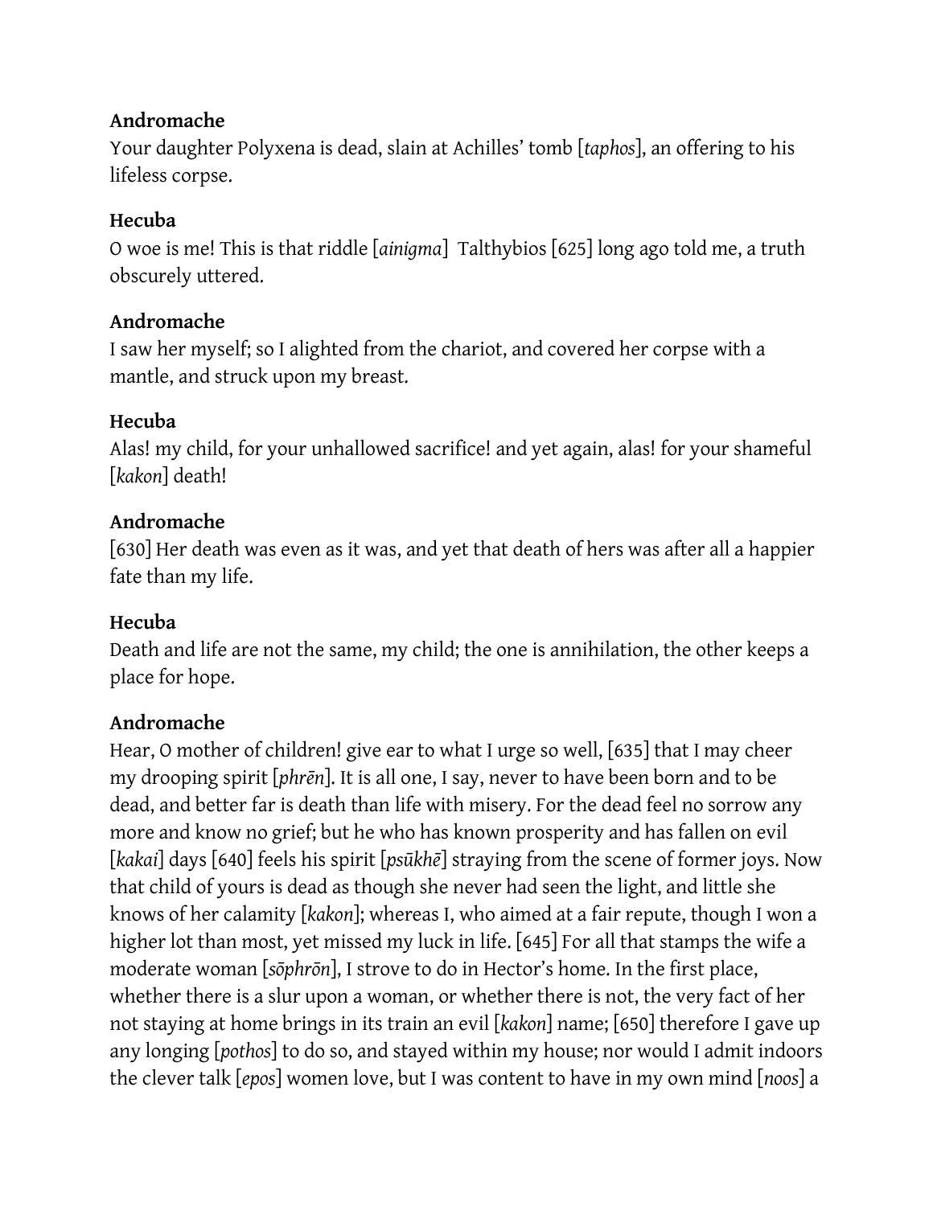**Andromache**
Your daughter Polyxena is dead, slain at Achilles' tomb [*taphos*], an offering to his lifeless corpse.

**Hecuba**
O woe is me! This is that riddle [*ainigma*]  Talthybios [625] long ago told me, a truth obscurely uttered.

**Andromache**
I saw her myself; so I alighted from the chariot, and covered her corpse with a mantle, and struck upon my breast.

**Hecuba**
Alas! my child, for your unhallowed sacrifice! and yet again, alas! for your shameful [*kakon*] death!

**Andromache**
[630] Her death was even as it was, and yet that death of hers was after all a happier fate than my life.

**Hecuba**
Death and life are not the same, my child; the one is annihilation, the other keeps a place for hope.

**Andromache**
Hear, O mother of children! give ear to what I urge so well, [635] that I may cheer my drooping spirit [*phrēn*]. It is all one, I say, never to have been born and to be dead, and better far is death than life with misery. For the dead feel no sorrow any more and know no grief; but he who has known prosperity and has fallen on evil [*kakai*] days [640] feels his spirit [*psūkhē*] straying from the scene of former joys. Now that child of yours is dead as though she never had seen the light, and little she knows of her calamity [*kakon*]; whereas I, who aimed at a fair repute, though I won a higher lot than most, yet missed my luck in life. [645] For all that stamps the wife a moderate woman [*sōphrōn*], I strove to do in Hector's home. In the first place, whether there is a slur upon a woman, or whether there is not, the very fact of her not staying at home brings in its train an evil [*kakon*] name; [650] therefore I gave up any longing [*pothos*] to do so, and stayed within my house; nor would I admit indoors the clever talk [*epos*] women love, but I was content to have in my own mind [*noos*] a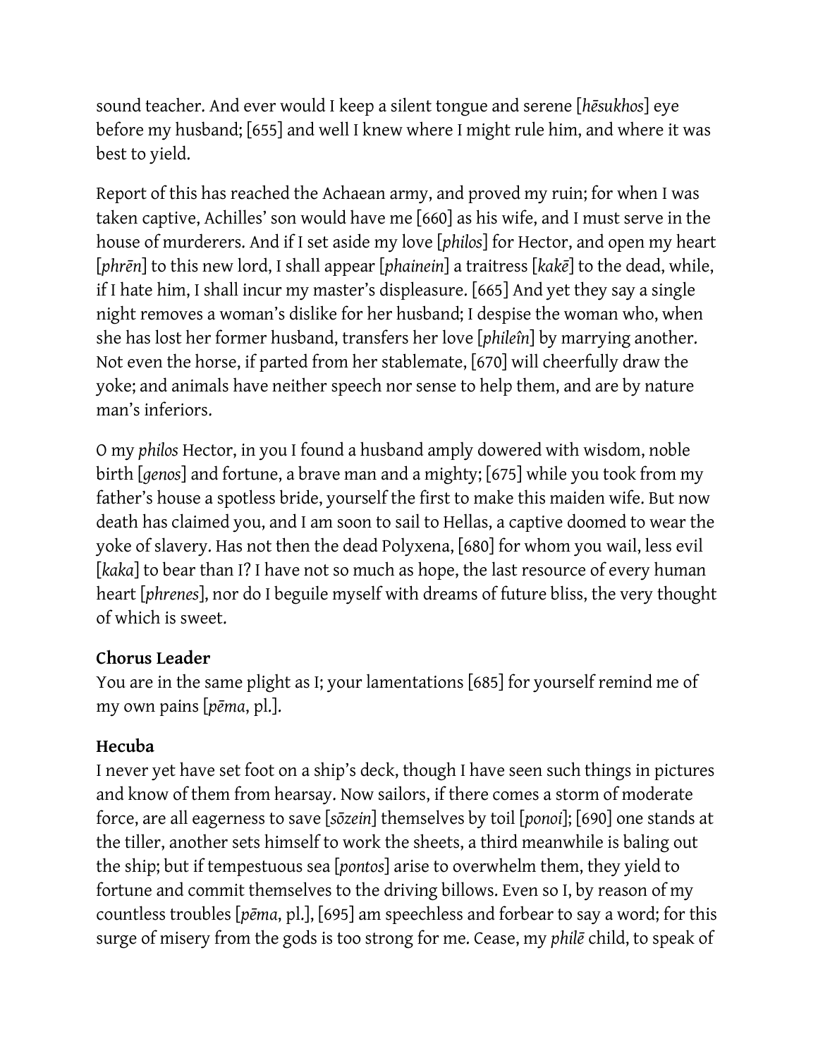sound teacher. And ever would I keep a silent tongue and serene [*hēsukhos*] eye before my husband; [655] and well I knew where I might rule him, and where it was best to yield.

Report of this has reached the Achaean army, and proved my ruin; for when I was taken captive, Achilles' son would have me [660] as his wife, and I must serve in the house of murderers. And if I set aside my love [*philos*] for Hector, and open my heart [*phrēn*] to this new lord, I shall appear [*phainein*] a traitress [*kakē*] to the dead, while, if I hate him, I shall incur my master's displeasure. [665] And yet they say a single night removes a woman's dislike for her husband; I despise the woman who, when she has lost her former husband, transfers her love [*phileîn*] by marrying another. Not even the horse, if parted from her stablemate, [670] will cheerfully draw the yoke; and animals have neither speech nor sense to help them, and are by nature man's inferiors.

O my *philos* Hector, in you I found a husband amply dowered with wisdom, noble birth [*genos*] and fortune, a brave man and a mighty; [675] while you took from my father's house a spotless bride, yourself the first to make this maiden wife. But now death has claimed you, and I am soon to sail to Hellas, a captive doomed to wear the yoke of slavery. Has not then the dead Polyxena, [680] for whom you wail, less evil [*kaka*] to bear than I? I have not so much as hope, the last resource of every human heart [*phrenes*], nor do I beguile myself with dreams of future bliss, the very thought of which is sweet.

**Chorus Leader**
You are in the same plight as I; your lamentations [685] for yourself remind me of my own pains [*pēma*, pl.].

**Hecuba**
I never yet have set foot on a ship's deck, though I have seen such things in pictures and know of them from hearsay. Now sailors, if there comes a storm of moderate force, are all eagerness to save [*sōzein*] themselves by toil [*ponoi*]; [690] one stands at the tiller, another sets himself to work the sheets, a third meanwhile is baling out the ship; but if tempestuous sea [*pontos*] arise to overwhelm them, they yield to fortune and commit themselves to the driving billows. Even so I, by reason of my countless troubles [*pēma*, pl.], [695] am speechless and forbear to say a word; for this surge of misery from the gods is too strong for me. Cease, my *philē* child, to speak of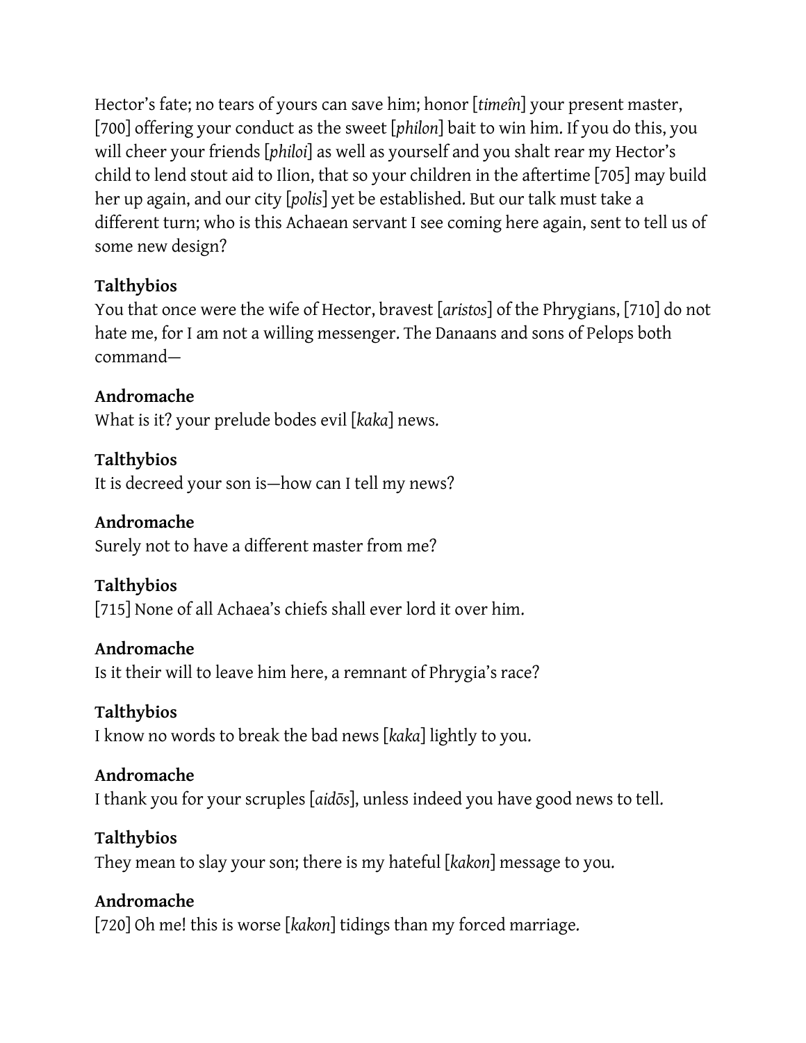Hector’s fate; no tears of yours can save him; honor [*timeîn*] your present master, [700] offering your conduct as the sweet [*philon*] bait to win him. If you do this, you will cheer your friends [*philoi*] as well as yourself and you shalt rear my Hector’s child to lend stout aid to Ilion, that so your children in the aftertime [705] may build her up again, and our city [*polis*] yet be established. But our talk must take a different turn; who is this Achaean servant I see coming here again, sent to tell us of some new design?

**Talthybios**
You that once were the wife of Hector, bravest [*aristos*] of the Phrygians, [710] do not hate me, for I am not a willing messenger. The Danaans and sons of Pelops both command—

**Andromache**
What is it? your prelude bodes evil [*kaka*] news.

**Talthybios**
It is decreed your son is—how can I tell my news?

**Andromache**
Surely not to have a different master from me?

**Talthybios**
[715] None of all Achaea’s chiefs shall ever lord it over him.

**Andromache**
Is it their will to leave him here, a remnant of Phrygia’s race?

**Talthybios**
I know no words to break the bad news [*kaka*] lightly to you.

**Andromache**
I thank you for your scruples [*aidōs*], unless indeed you have good news to tell.

**Talthybios**
They mean to slay your son; there is my hateful [*kakon*] message to you.

**Andromache**
[720] Oh me! this is worse [*kakon*] tidings than my forced marriage.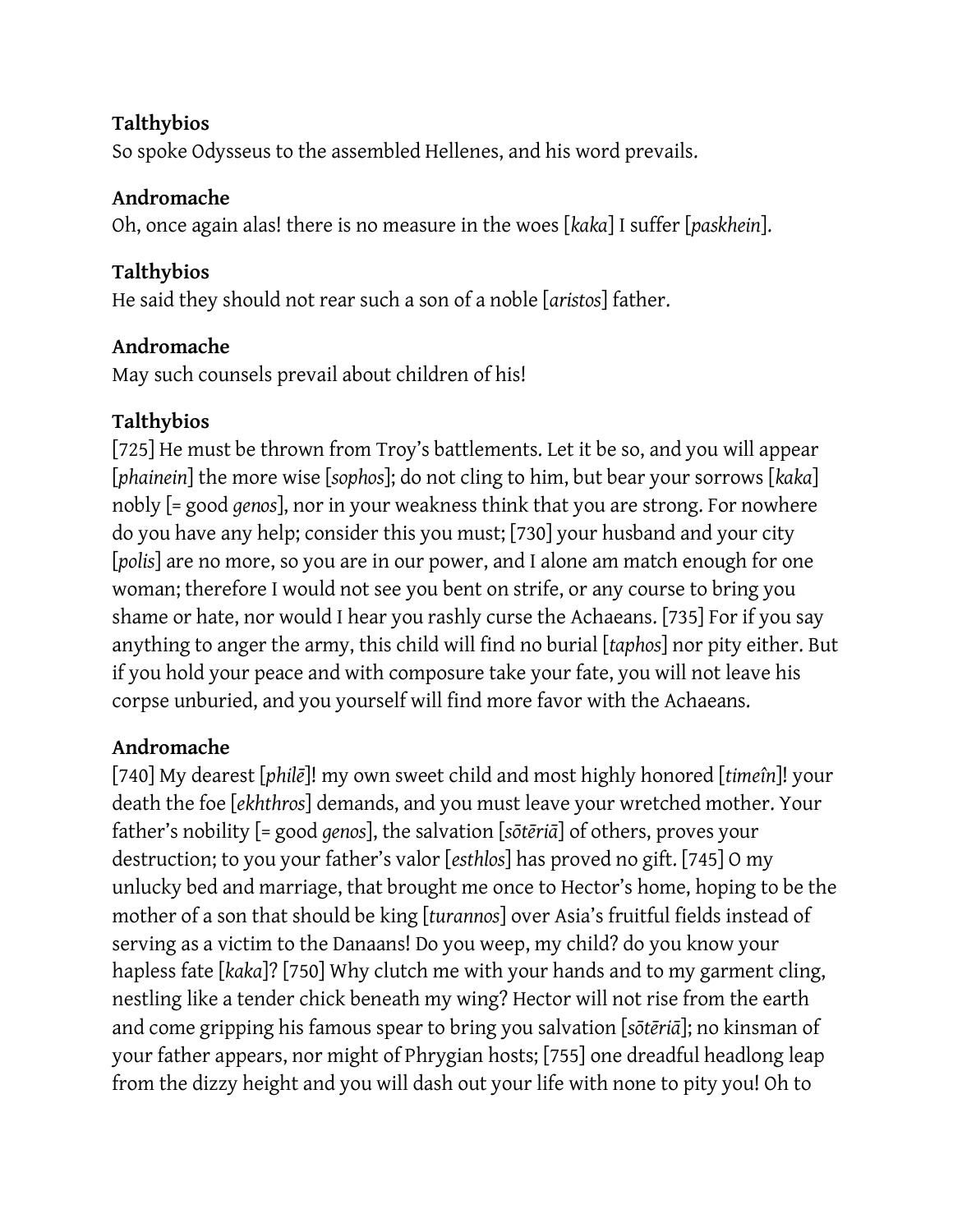**Talthybios**
So spoke Odysseus to the assembled Hellenes, and his word prevails.

**Andromache**
Oh, once again alas! there is no measure in the woes [*kaka*] I suffer [*paskhein*].

**Talthybios**
He said they should not rear such a son of a noble [*aristos*] father.

**Andromache**
May such counsels prevail about children of his!

**Talthybios**
[725] He must be thrown from Troy's battlements. Let it be so, and you will appear [*phainein*] the more wise [*sophos*]; do not cling to him, but bear your sorrows [*kaka*] nobly [= good *genos*], nor in your weakness think that you are strong. For nowhere do you have any help; consider this you must; [730] your husband and your city [*polis*] are no more, so you are in our power, and I alone am match enough for one woman; therefore I would not see you bent on strife, or any course to bring you shame or hate, nor would I hear you rashly curse the Achaeans. [735] For if you say anything to anger the army, this child will find no burial [*taphos*] nor pity either. But if you hold your peace and with composure take your fate, you will not leave his corpse unburied, and you yourself will find more favor with the Achaeans.

**Andromache**
[740] My dearest [*philē*]! my own sweet child and most highly honored [*timeîn*]! your death the foe [*ekhthros*] demands, and you must leave your wretched mother. Your father's nobility [= good *genos*], the salvation [*sōtēriā*] of others, proves your destruction; to you your father's valor [*esthlos*] has proved no gift. [745] O my unlucky bed and marriage, that brought me once to Hector's home, hoping to be the mother of a son that should be king [*turannos*] over Asia's fruitful fields instead of serving as a victim to the Danaans! Do you weep, my child? do you know your hapless fate [*kaka*]? [750] Why clutch me with your hands and to my garment cling, nestling like a tender chick beneath my wing? Hector will not rise from the earth and come gripping his famous spear to bring you salvation [*sōtēriā*]; no kinsman of your father appears, nor might of Phrygian hosts; [755] one dreadful headlong leap from the dizzy height and you will dash out your life with none to pity you! Oh to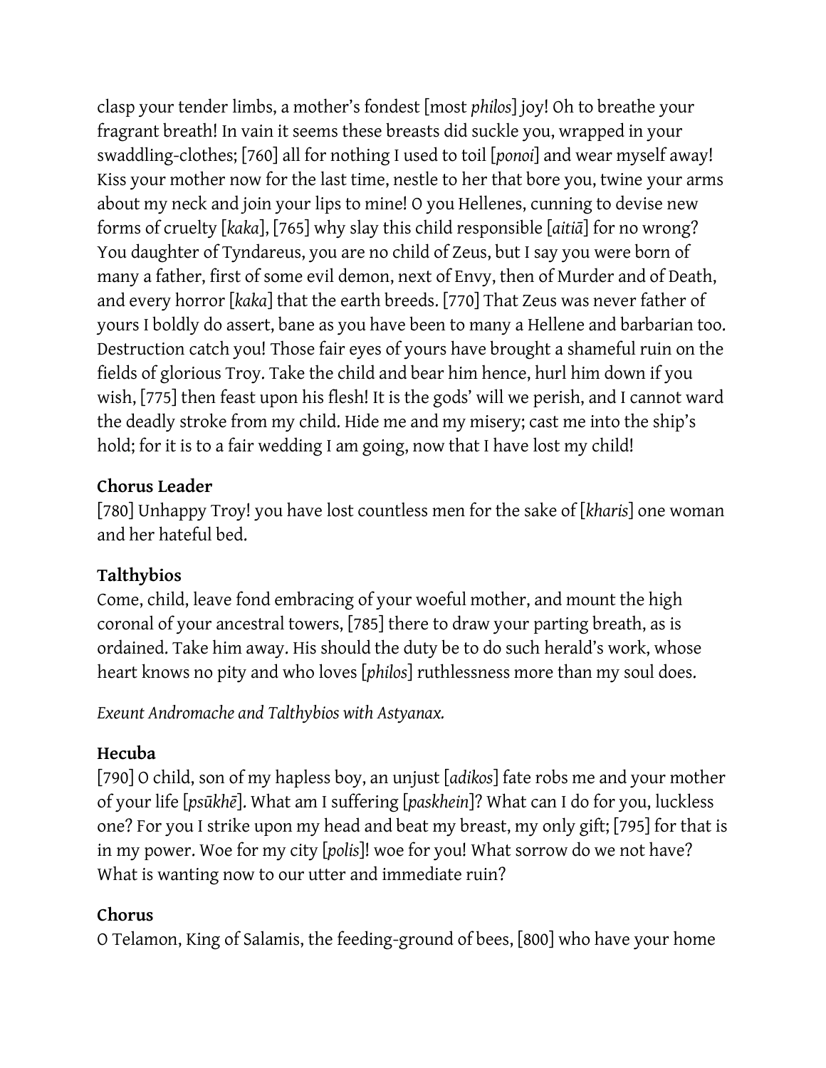clasp your tender limbs, a mother's fondest [most *philos*] joy! Oh to breathe your fragrant breath! In vain it seems these breasts did suckle you, wrapped in your swaddling-clothes; [760] all for nothing I used to toil [*ponoi*] and wear myself away! Kiss your mother now for the last time, nestle to her that bore you, twine your arms about my neck and join your lips to mine! O you Hellenes, cunning to devise new forms of cruelty [*kaka*], [765] why slay this child responsible [*aitiā*] for no wrong? You daughter of Tyndareus, you are no child of Zeus, but I say you were born of many a father, first of some evil demon, next of Envy, then of Murder and of Death, and every horror [*kaka*] that the earth breeds. [770] That Zeus was never father of yours I boldly do assert, bane as you have been to many a Hellene and barbarian too. Destruction catch you! Those fair eyes of yours have brought a shameful ruin on the fields of glorious Troy. Take the child and bear him hence, hurl him down if you wish, [775] then feast upon his flesh! It is the gods' will we perish, and I cannot ward the deadly stroke from my child. Hide me and my misery; cast me into the ship's hold; for it is to a fair wedding I am going, now that I have lost my child!

**Chorus Leader**
[780] Unhappy Troy! you have lost countless men for the sake of [*kharis*] one woman and her hateful bed.

**Talthybios**
Come, child, leave fond embracing of your woeful mother, and mount the high coronal of your ancestral towers, [785] there to draw your parting breath, as is ordained. Take him away. His should the duty be to do such herald's work, whose heart knows no pity and who loves [*philos*] ruthlessness more than my soul does.

*Exeunt Andromache and Talthybios with Astyanax.*

**Hecuba**
[790] O child, son of my hapless boy, an unjust [*adikos*] fate robs me and your mother of your life [*psūkhē*]. What am I suffering [*paskhein*]? What can I do for you, luckless one? For you I strike upon my head and beat my breast, my only gift; [795] for that is in my power. Woe for my city [*polis*]! woe for you! What sorrow do we not have? What is wanting now to our utter and immediate ruin?

**Chorus**
O Telamon, King of Salamis, the feeding-ground of bees, [800] who have your home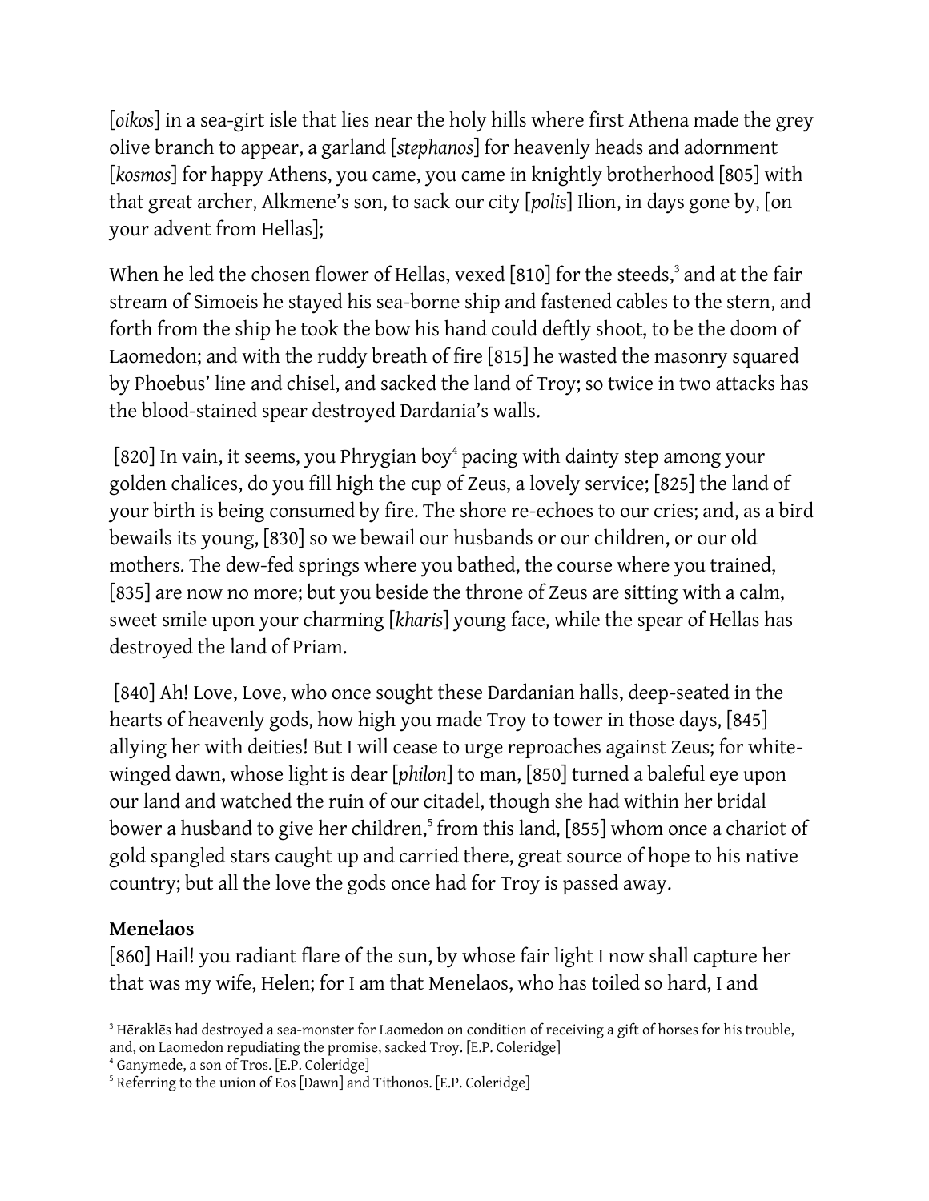[*oikos*] in a sea-girt isle that lies near the holy hills where first Athena made the grey olive branch to appear, a garland [*stephanos*] for heavenly heads and adornment [*kosmos*] for happy Athens, you came, you came in knightly brotherhood [805] with that great archer, Alkmene's son, to sack our city [*polis*] Ilion, in days gone by, [on your advent from Hellas];

When he led the chosen flower of Hellas, vexed [810] for the steeds,[3] and at the fair stream of Simoeis he stayed his sea-borne ship and fastened cables to the stern, and forth from the ship he took the bow his hand could deftly shoot, to be the doom of Laomedon; and with the ruddy breath of fire [815] he wasted the masonry squared by Phoebus' line and chisel, and sacked the land of Troy; so twice in two attacks has the blood-stained spear destroyed Dardania's walls.

[820] In vain, it seems, you Phrygian boy[4] pacing with dainty step among your golden chalices, do you fill high the cup of Zeus, a lovely service; [825] the land of your birth is being consumed by fire. The shore re-echoes to our cries; and, as a bird bewails its young, [830] so we bewail our husbands or our children, or our old mothers. The dew-fed springs where you bathed, the course where you trained, [835] are now no more; but you beside the throne of Zeus are sitting with a calm, sweet smile upon your charming [*kharis*] young face, while the spear of Hellas has destroyed the land of Priam.

[840] Ah! Love, Love, who once sought these Dardanian halls, deep-seated in the hearts of heavenly gods, how high you made Troy to tower in those days, [845] allying her with deities! But I will cease to urge reproaches against Zeus; for white-winged dawn, whose light is dear [*philon*] to man, [850] turned a baleful eye upon our land and watched the ruin of our citadel, though she had within her bridal bower a husband to give her children,[5] from this land, [855] whom once a chariot of gold spangled stars caught up and carried there, great source of hope to his native country; but all the love the gods once had for Troy is passed away.

**Menelaos**
[860] Hail! you radiant flare of the sun, by whose fair light I now shall capture her that was my wife, Helen; for I am that Menelaos, who has toiled so hard, I and

[3] Hēraklēs had destroyed a sea-monster for Laomedon on condition of receiving a gift of horses for his trouble, and, on Laomedon repudiating the promise, sacked Troy. [E.P. Coleridge]

[4] Ganymede, a son of Tros. [E.P. Coleridge]

[5] Referring to the union of Eos [Dawn] and Tithonos. [E.P. Coleridge]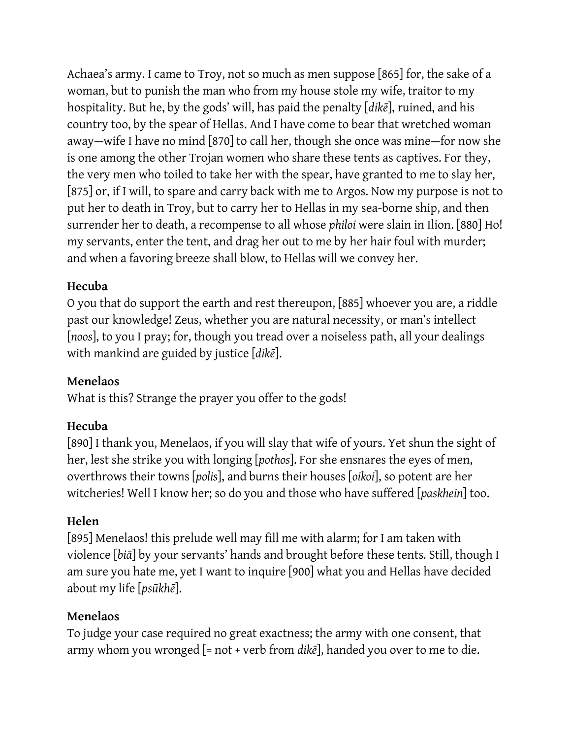Achaea's army. I came to Troy, not so much as men suppose [865] for, the sake of a woman, but to punish the man who from my house stole my wife, traitor to my hospitality. But he, by the gods' will, has paid the penalty [*dikē*], ruined, and his country too, by the spear of Hellas. And I have come to bear that wretched woman away—wife I have no mind [870] to call her, though she once was mine—for now she is one among the other Trojan women who share these tents as captives. For they, the very men who toiled to take her with the spear, have granted to me to slay her, [875] or, if I will, to spare and carry back with me to Argos. Now my purpose is not to put her to death in Troy, but to carry her to Hellas in my sea-borne ship, and then surrender her to death, a recompense to all whose *philoi* were slain in Ilion. [880] Ho! my servants, enter the tent, and drag her out to me by her hair foul with murder; and when a favoring breeze shall blow, to Hellas will we convey her.

**Hecuba**

O you that do support the earth and rest thereupon, [885] whoever you are, a riddle past our knowledge! Zeus, whether you are natural necessity, or man's intellect [*noos*], to you I pray; for, though you tread over a noiseless path, all your dealings with mankind are guided by justice [*dikē*].

**Menelaos**

What is this? Strange the prayer you offer to the gods!

**Hecuba**

[890] I thank you, Menelaos, if you will slay that wife of yours. Yet shun the sight of her, lest she strike you with longing [*pothos*]. For she ensnares the eyes of men, overthrows their towns [*polis*], and burns their houses [*oikoi*], so potent are her witcheries! Well I know her; so do you and those who have suffered [*paskhein*] too.

**Helen**

[895] Menelaos! this prelude well may fill me with alarm; for I am taken with violence [*biā*] by your servants' hands and brought before these tents. Still, though I am sure you hate me, yet I want to inquire [900] what you and Hellas have decided about my life [*psūkhē*].

**Menelaos**

To judge your case required no great exactness; the army with one consent, that army whom you wronged [= not + verb from *dikē*], handed you over to me to die.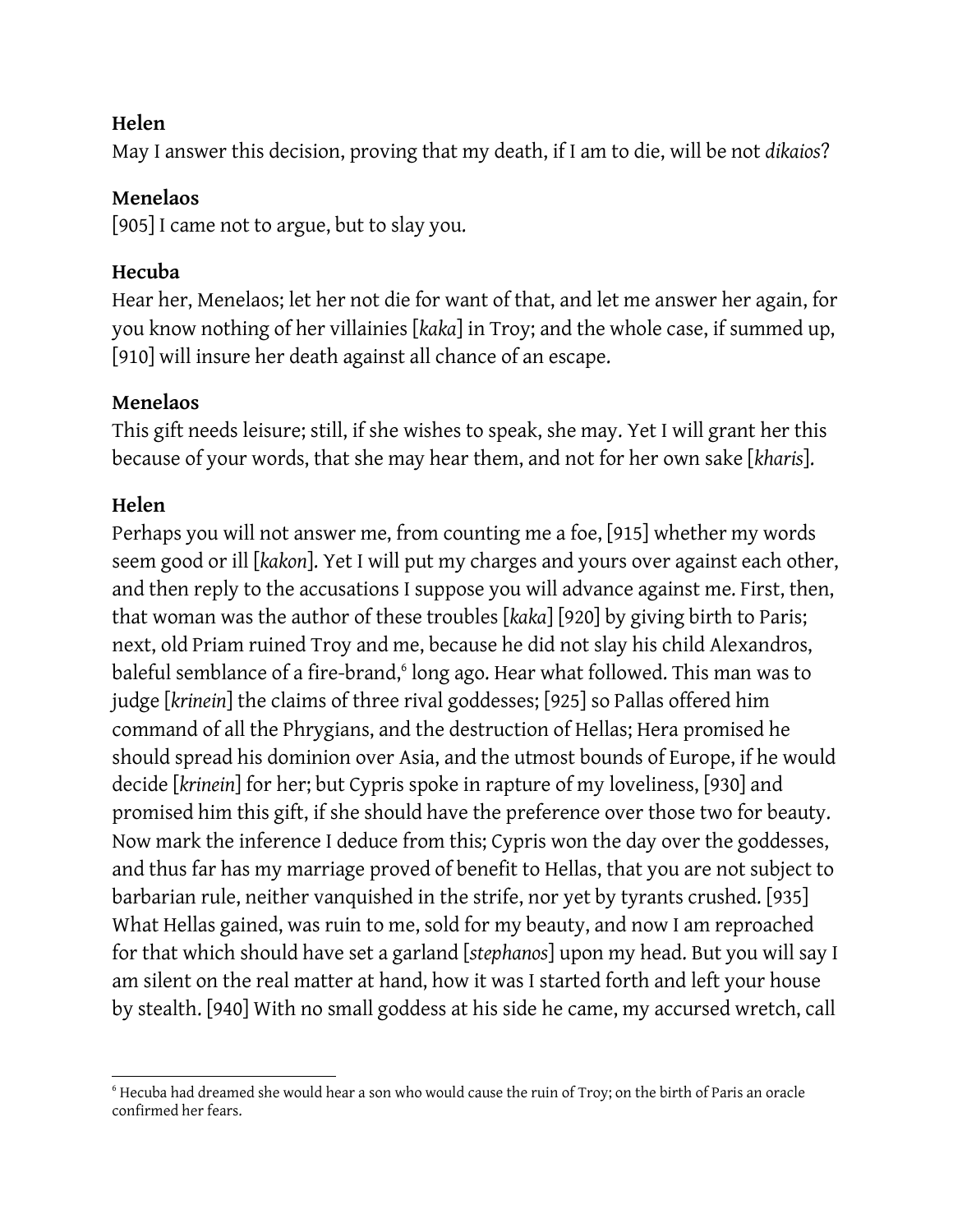**Helen**

May I answer this decision, proving that my death, if I am to die, will be not *dikaios*?

**Menelaos**

[905] I came not to argue, but to slay you.

**Hecuba**

Hear her, Menelaos; let her not die for want of that, and let me answer her again, for you know nothing of her villainies [*kaka*] in Troy; and the whole case, if summed up, [910] will insure her death against all chance of an escape.

**Menelaos**

This gift needs leisure; still, if she wishes to speak, she may. Yet I will grant her this because of your words, that she may hear them, and not for her own sake [*kharis*].

**Helen**

Perhaps you will not answer me, from counting me a foe, [915] whether my words seem good or ill [*kakon*]. Yet I will put my charges and yours over against each other, and then reply to the accusations I suppose you will advance against me. First, then, that woman was the author of these troubles [*kaka*] [920] by giving birth to Paris; next, old Priam ruined Troy and me, because he did not slay his child Alexandros, baleful semblance of a fire-brand,[6] long ago. Hear what followed. This man was to judge [*krinein*] the claims of three rival goddesses; [925] so Pallas offered him command of all the Phrygians, and the destruction of Hellas; Hera promised he should spread his dominion over Asia, and the utmost bounds of Europe, if he would decide [*krinein*] for her; but Cypris spoke in rapture of my loveliness, [930] and promised him this gift, if she should have the preference over those two for beauty. Now mark the inference I deduce from this; Cypris won the day over the goddesses, and thus far has my marriage proved of benefit to Hellas, that you are not subject to barbarian rule, neither vanquished in the strife, nor yet by tyrants crushed. [935] What Hellas gained, was ruin to me, sold for my beauty, and now I am reproached for that which should have set a garland [*stephanos*] upon my head. But you will say I am silent on the real matter at hand, how it was I started forth and left your house by stealth. [940] With no small goddess at his side he came, my accursed wretch, call

[6] Hecuba had dreamed she would hear a son who would cause the ruin of Troy; on the birth of Paris an oracle confirmed her fears.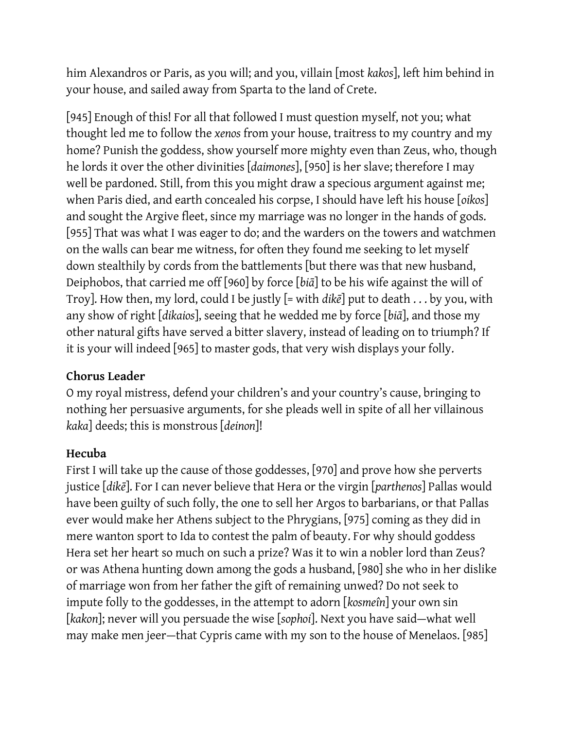him Alexandros or Paris, as you will; and you, villain [most *kakos*], left him behind in your house, and sailed away from Sparta to the land of Crete.

[945] Enough of this! For all that followed I must question myself, not you; what thought led me to follow the *xenos* from your house, traitress to my country and my home? Punish the goddess, show yourself more mighty even than Zeus, who, though he lords it over the other divinities [*daimones*], [950] is her slave; therefore I may well be pardoned. Still, from this you might draw a specious argument against me; when Paris died, and earth concealed his corpse, I should have left his house [*oikos*] and sought the Argive fleet, since my marriage was no longer in the hands of gods. [955] That was what I was eager to do; and the warders on the towers and watchmen on the walls can bear me witness, for often they found me seeking to let myself down stealthily by cords from the battlements [but there was that new husband, Deiphobos, that carried me off [960] by force [*biā*] to be his wife against the will of Troy]. How then, my lord, could I be justly [= with *dikē*] put to death . . . by you, with any show of right [*dikaios*], seeing that he wedded me by force [*biā*], and those my other natural gifts have served a bitter slavery, instead of leading on to triumph? If it is your will indeed [965] to master gods, that very wish displays your folly.

**Chorus Leader**
O my royal mistress, defend your children's and your country's cause, bringing to nothing her persuasive arguments, for she pleads well in spite of all her villainous *kaka*] deeds; this is monstrous [*deinon*]!

**Hecuba**
First I will take up the cause of those goddesses, [970] and prove how she perverts justice [*dikē*]. For I can never believe that Hera or the virgin [*parthenos*] Pallas would have been guilty of such folly, the one to sell her Argos to barbarians, or that Pallas ever would make her Athens subject to the Phrygians, [975] coming as they did in mere wanton sport to Ida to contest the palm of beauty. For why should goddess Hera set her heart so much on such a prize? Was it to win a nobler lord than Zeus? or was Athena hunting down among the gods a husband, [980] she who in her dislike of marriage won from her father the gift of remaining unwed? Do not seek to impute folly to the goddesses, in the attempt to adorn [*kosmeîn*] your own sin [*kakon*]; never will you persuade the wise [*sophoi*]. Next you have said—what well may make men jeer—that Cypris came with my son to the house of Menelaos. [985]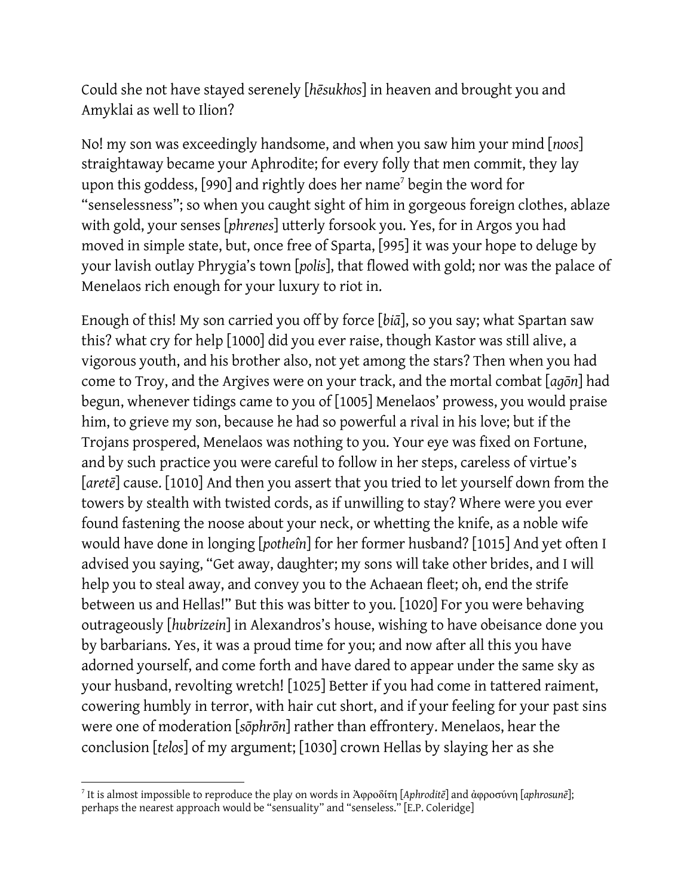Could she not have stayed serenely [*hēsukhos*] in heaven and brought you and Amyklai as well to Ilion?

No! my son was exceedingly handsome, and when you saw him your mind [*noos*] straightaway became your Aphrodite; for every folly that men commit, they lay upon this goddess, [990] and rightly does her name[7] begin the word for "senselessness"; so when you caught sight of him in gorgeous foreign clothes, ablaze with gold, your senses [*phrenes*] utterly forsook you. Yes, for in Argos you had moved in simple state, but, once free of Sparta, [995] it was your hope to deluge by your lavish outlay Phrygia's town [*polis*], that flowed with gold; nor was the palace of Menelaos rich enough for your luxury to riot in.

Enough of this! My son carried you off by force [*biā*], so you say; what Spartan saw this? what cry for help [1000] did you ever raise, though Kastor was still alive, a vigorous youth, and his brother also, not yet among the stars? Then when you had come to Troy, and the Argives were on your track, and the mortal combat [*agōn*] had begun, whenever tidings came to you of [1005] Menelaos' prowess, you would praise him, to grieve my son, because he had so powerful a rival in his love; but if the Trojans prospered, Menelaos was nothing to you. Your eye was fixed on Fortune, and by such practice you were careful to follow in her steps, careless of virtue's [*aretē*] cause. [1010] And then you assert that you tried to let yourself down from the towers by stealth with twisted cords, as if unwilling to stay? Where were you ever found fastening the noose about your neck, or whetting the knife, as a noble wife would have done in longing [*potheîn*] for her former husband? [1015] And yet often I advised you saying, "Get away, daughter; my sons will take other brides, and I will help you to steal away, and convey you to the Achaean fleet; oh, end the strife between us and Hellas!" But this was bitter to you. [1020] For you were behaving outrageously [*hubrizein*] in Alexandros's house, wishing to have obeisance done you by barbarians. Yes, it was a proud time for you; and now after all this you have adorned yourself, and come forth and have dared to appear under the same sky as your husband, revolting wretch! [1025] Better if you had come in tattered raiment, cowering humbly in terror, with hair cut short, and if your feeling for your past sins were one of moderation [*sōphrōn*] rather than effrontery. Menelaos, hear the conclusion [*telos*] of my argument; [1030] crown Hellas by slaying her as she

---

[7] It is almost impossible to reproduce the play on words in Ἀφροδίτη [*Aphroditē*] and ἀφροσύνη [*aphrosunē*]; perhaps the nearest approach would be "sensuality" and "senseless." [E.P. Coleridge]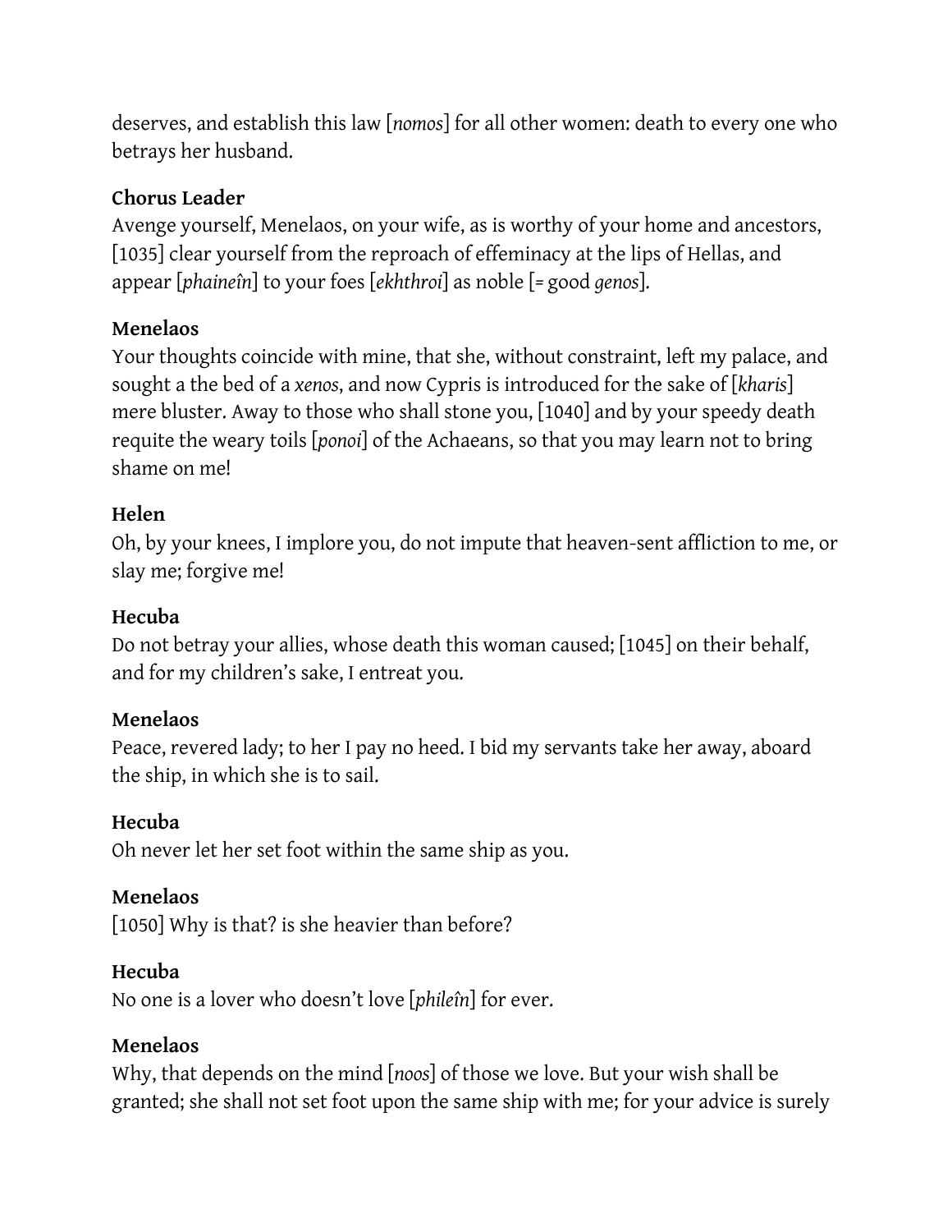deserves, and establish this law [*nomos*] for all other women: death to every one who betrays her husband.

**Chorus Leader**
Avenge yourself, Menelaos, on your wife, as is worthy of your home and ancestors, [1035] clear yourself from the reproach of effeminacy at the lips of Hellas, and appear [*phaineîn*] to your foes [*ekhthroi*] as noble [= good *genos*].

**Menelaos**
Your thoughts coincide with mine, that she, without constraint, left my palace, and sought a the bed of a *xenos*, and now Cypris is introduced for the sake of [*kharis*] mere bluster. Away to those who shall stone you, [1040] and by your speedy death requite the weary toils [*ponoi*] of the Achaeans, so that you may learn not to bring shame on me!

**Helen**
Oh, by your knees, I implore you, do not impute that heaven-sent affliction to me, or slay me; forgive me!

**Hecuba**
Do not betray your allies, whose death this woman caused; [1045] on their behalf, and for my children's sake, I entreat you.

**Menelaos**
Peace, revered lady; to her I pay no heed. I bid my servants take her away, aboard the ship, in which she is to sail.

**Hecuba**
Oh never let her set foot within the same ship as you.

**Menelaos**
[1050] Why is that? is she heavier than before?

**Hecuba**
No one is a lover who doesn't love [*phileîn*] for ever.

**Menelaos**
Why, that depends on the mind [*noos*] of those we love. But your wish shall be granted; she shall not set foot upon the same ship with me; for your advice is surely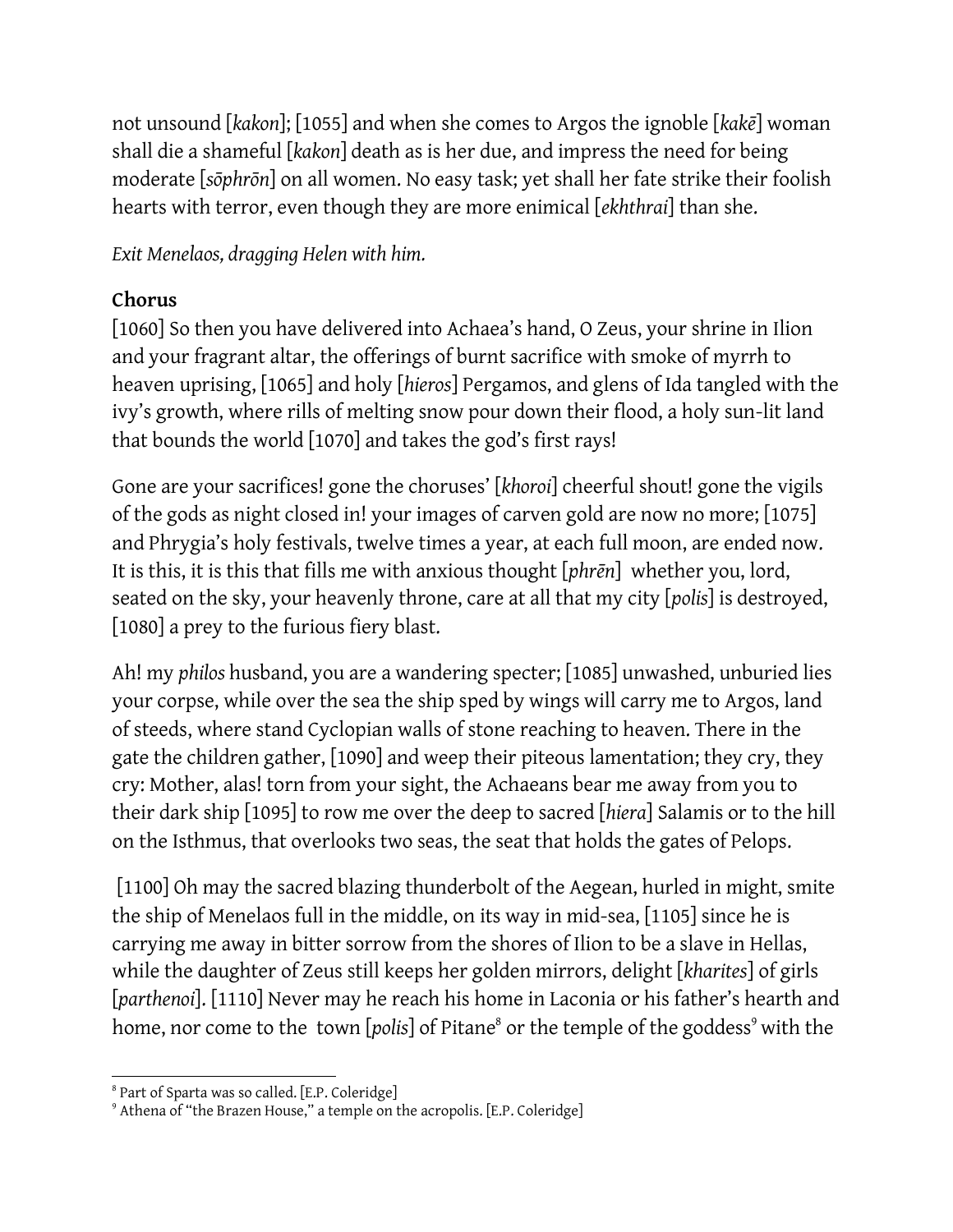not unsound [*kakon*]; [1055] and when she comes to Argos the ignoble [*kakē*] woman shall die a shameful [*kakon*] death as is her due, and impress the need for being moderate [*sōphrōn*] on all women. No easy task; yet shall her fate strike their foolish hearts with terror, even though they are more enimical [*ekhthrai*] than she.

*Exit Menelaos, dragging Helen with him.*

**Chorus**

[1060] So then you have delivered into Achaea's hand, O Zeus, your shrine in Ilion and your fragrant altar, the offerings of burnt sacrifice with smoke of myrrh to heaven uprising, [1065] and holy [*hieros*] Pergamos, and glens of Ida tangled with the ivy's growth, where rills of melting snow pour down their flood, a holy sun-lit land that bounds the world [1070] and takes the god's first rays!

Gone are your sacrifices! gone the choruses' [*khoroi*] cheerful shout! gone the vigils of the gods as night closed in! your images of carven gold are now no more; [1075] and Phrygia's holy festivals, twelve times a year, at each full moon, are ended now. It is this, it is this that fills me with anxious thought [*phrēn*] whether you, lord, seated on the sky, your heavenly throne, care at all that my city [*polis*] is destroyed, [1080] a prey to the furious fiery blast.

Ah! my *philos* husband, you are a wandering specter; [1085] unwashed, unburied lies your corpse, while over the sea the ship sped by wings will carry me to Argos, land of steeds, where stand Cyclopian walls of stone reaching to heaven. There in the gate the children gather, [1090] and weep their piteous lamentation; they cry, they cry: Mother, alas! torn from your sight, the Achaeans bear me away from you to their dark ship [1095] to row me over the deep to sacred [*hiera*] Salamis or to the hill on the Isthmus, that overlooks two seas, the seat that holds the gates of Pelops.

[1100] Oh may the sacred blazing thunderbolt of the Aegean, hurled in might, smite the ship of Menelaos full in the middle, on its way in mid-sea, [1105] since he is carrying me away in bitter sorrow from the shores of Ilion to be a slave in Hellas, while the daughter of Zeus still keeps her golden mirrors, delight [*kharites*] of girls [*parthenoi*]. [1110] Never may he reach his home in Laconia or his father's hearth and home, nor come to the town [*polis*] of Pitane[8] or the temple of the goddess[9] with the

[8] Part of Sparta was so called. [E.P. Coleridge]

[9] Athena of "the Brazen House," a temple on the acropolis. [E.P. Coleridge]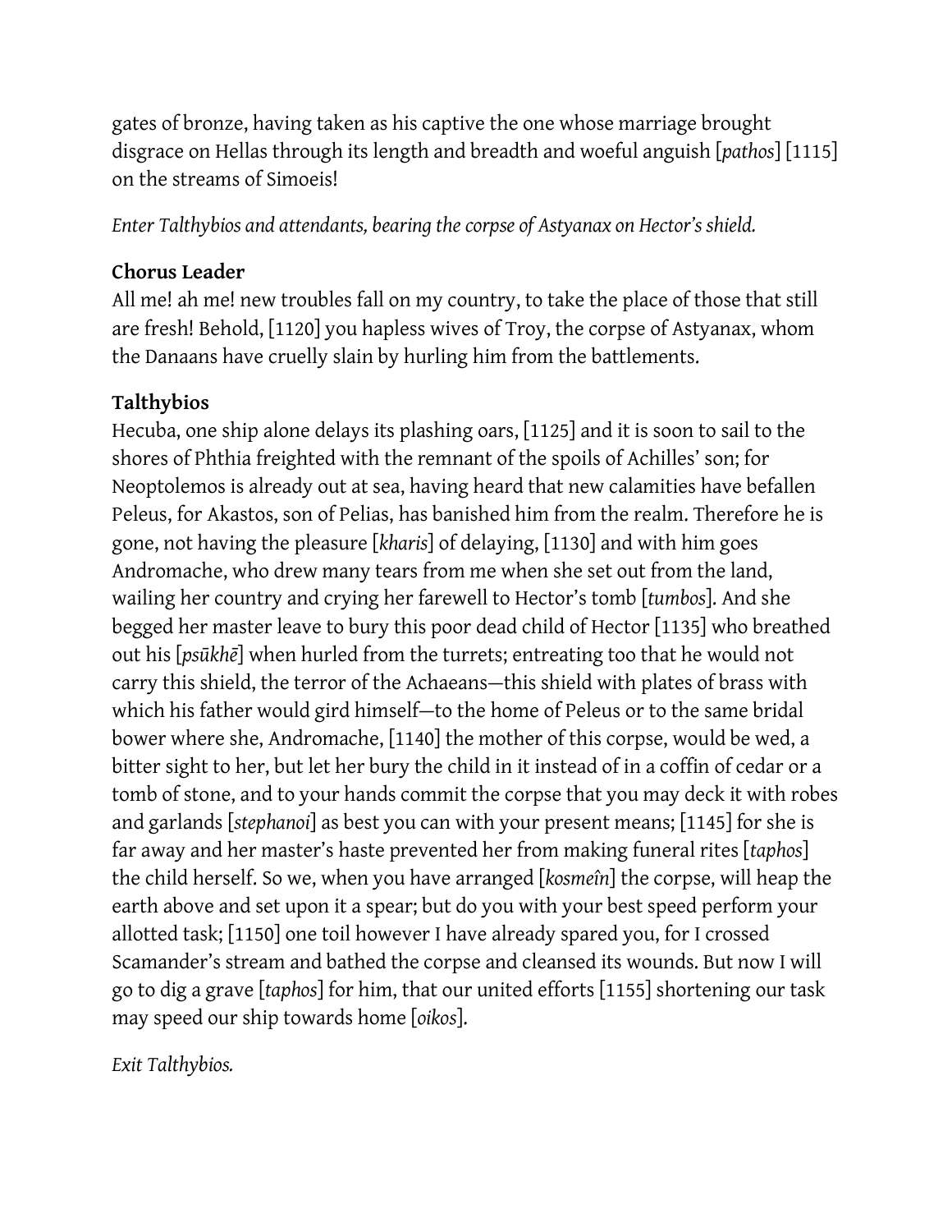gates of bronze, having taken as his captive the one whose marriage brought disgrace on Hellas through its length and breadth and woeful anguish [*pathos*] [1115] on the streams of Simoeis!

*Enter Talthybios and attendants, bearing the corpse of Astyanax on Hector's shield.*

**Chorus Leader**
All me! ah me! new troubles fall on my country, to take the place of those that still are fresh! Behold, [1120] you hapless wives of Troy, the corpse of Astyanax, whom the Danaans have cruelly slain by hurling him from the battlements.

**Talthybios**
Hecuba, one ship alone delays its plashing oars, [1125] and it is soon to sail to the shores of Phthia freighted with the remnant of the spoils of Achilles' son; for Neoptolemos is already out at sea, having heard that new calamities have befallen Peleus, for Akastos, son of Pelias, has banished him from the realm. Therefore he is gone, not having the pleasure [*kharis*] of delaying, [1130] and with him goes Andromache, who drew many tears from me when she set out from the land, wailing her country and crying her farewell to Hector's tomb [*tumbos*]. And she begged her master leave to bury this poor dead child of Hector [1135] who breathed out his [*psūkhē*] when hurled from the turrets; entreating too that he would not carry this shield, the terror of the Achaeans—this shield with plates of brass with which his father would gird himself—to the home of Peleus or to the same bridal bower where she, Andromache, [1140] the mother of this corpse, would be wed, a bitter sight to her, but let her bury the child in it instead of in a coffin of cedar or a tomb of stone, and to your hands commit the corpse that you may deck it with robes and garlands [*stephanoi*] as best you can with your present means; [1145] for she is far away and her master's haste prevented her from making funeral rites [*taphos*] the child herself. So we, when you have arranged [*kosmeîn*] the corpse, will heap the earth above and set upon it a spear; but do you with your best speed perform your allotted task; [1150] one toil however I have already spared you, for I crossed Scamander's stream and bathed the corpse and cleansed its wounds. But now I will go to dig a grave [*taphos*] for him, that our united efforts [1155] shortening our task may speed our ship towards home [*oikos*].

*Exit Talthybios.*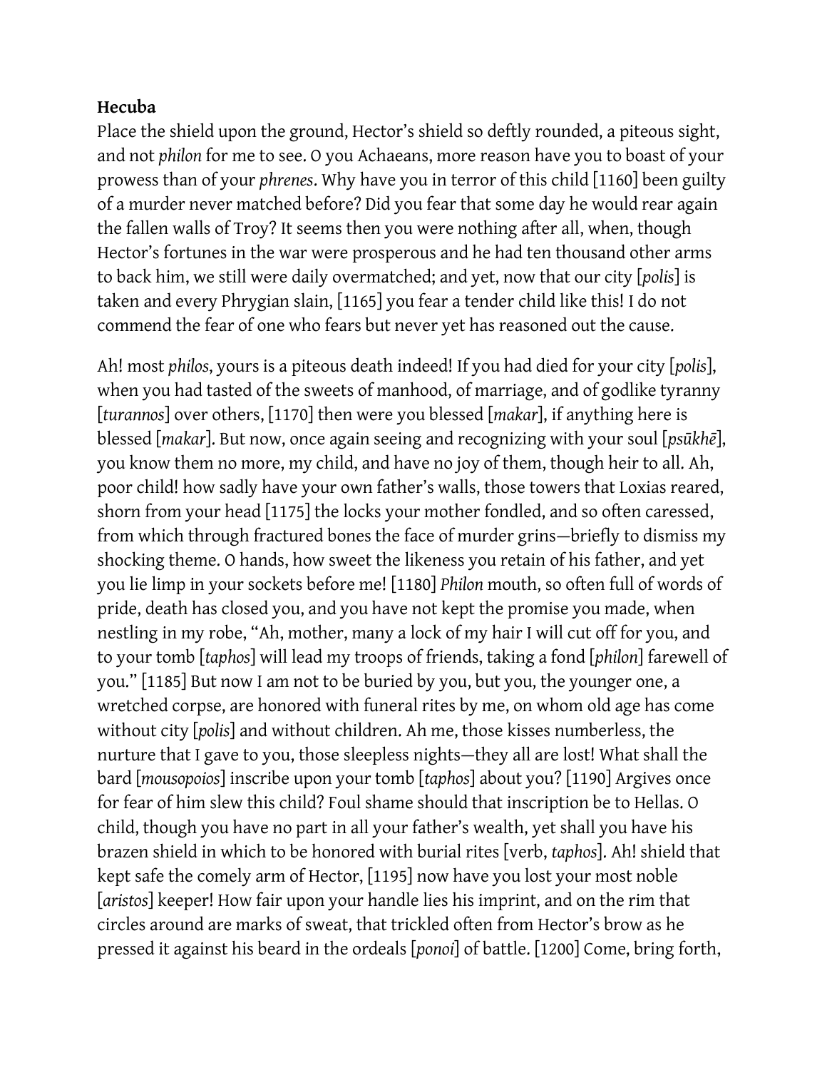**Hecuba**

Place the shield upon the ground, Hector's shield so deftly rounded, a piteous sight, and not *philon* for me to see. O you Achaeans, more reason have you to boast of your prowess than of your *phrenes*. Why have you in terror of this child [1160] been guilty of a murder never matched before? Did you fear that some day he would rear again the fallen walls of Troy? It seems then you were nothing after all, when, though Hector's fortunes in the war were prosperous and he had ten thousand other arms to back him, we still were daily overmatched; and yet, now that our city [*polis*] is taken and every Phrygian slain, [1165] you fear a tender child like this! I do not commend the fear of one who fears but never yet has reasoned out the cause.

Ah! most *philos*, yours is a piteous death indeed! If you had died for your city [*polis*], when you had tasted of the sweets of manhood, of marriage, and of godlike tyranny [*turannos*] over others, [1170] then were you blessed [*makar*], if anything here is blessed [*makar*]. But now, once again seeing and recognizing with your soul [*psūkhē*], you know them no more, my child, and have no joy of them, though heir to all. Ah, poor child! how sadly have your own father's walls, those towers that Loxias reared, shorn from your head [1175] the locks your mother fondled, and so often caressed, from which through fractured bones the face of murder grins—briefly to dismiss my shocking theme. O hands, how sweet the likeness you retain of his father, and yet you lie limp in your sockets before me! [1180] *Philon* mouth, so often full of words of pride, death has closed you, and you have not kept the promise you made, when nestling in my robe, "Ah, mother, many a lock of my hair I will cut off for you, and to your tomb [*taphos*] will lead my troops of friends, taking a fond [*philon*] farewell of you." [1185] But now I am not to be buried by you, but you, the younger one, a wretched corpse, are honored with funeral rites by me, on whom old age has come without city [*polis*] and without children. Ah me, those kisses numberless, the nurture that I gave to you, those sleepless nights—they all are lost! What shall the bard [*mousopoios*] inscribe upon your tomb [*taphos*] about you? [1190] Argives once for fear of him slew this child? Foul shame should that inscription be to Hellas. O child, though you have no part in all your father's wealth, yet shall you have his brazen shield in which to be honored with burial rites [verb, *taphos*]. Ah! shield that kept safe the comely arm of Hector, [1195] now have you lost your most noble [*aristos*] keeper! How fair upon your handle lies his imprint, and on the rim that circles around are marks of sweat, that trickled often from Hector's brow as he pressed it against his beard in the ordeals [*ponoi*] of battle. [1200] Come, bring forth,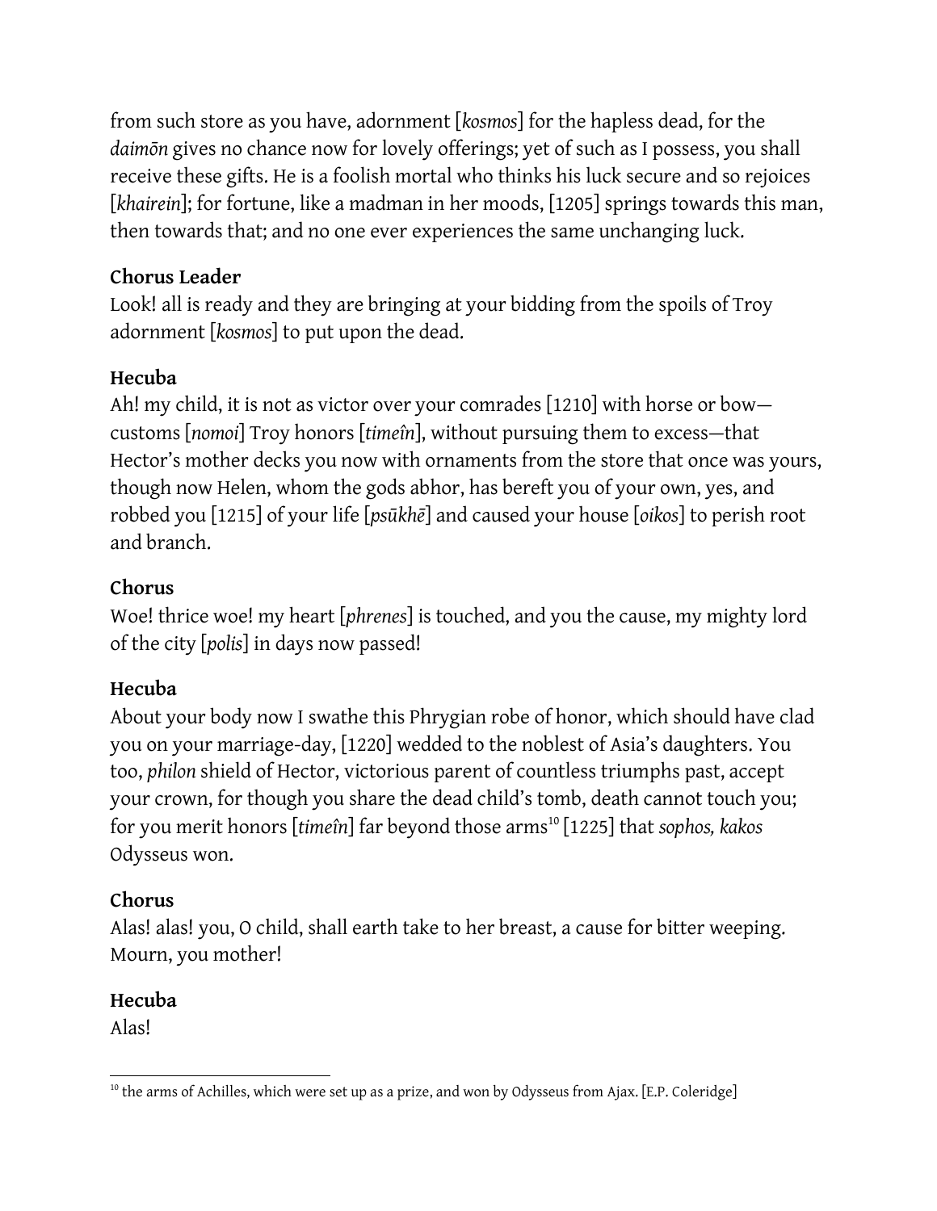from such store as you have, adornment [*kosmos*] for the hapless dead, for the *daimōn* gives no chance now for lovely offerings; yet of such as I possess, you shall receive these gifts. He is a foolish mortal who thinks his luck secure and so rejoices [*khairein*]; for fortune, like a madman in her moods, [1205] springs towards this man, then towards that; and no one ever experiences the same unchanging luck.

**Chorus Leader**
Look! all is ready and they are bringing at your bidding from the spoils of Troy adornment [*kosmos*] to put upon the dead.

**Hecuba**
Ah! my child, it is not as victor over your comrades [1210] with horse or bow—customs [*nomoi*] Troy honors [*timeîn*], without pursuing them to excess—that Hector's mother decks you now with ornaments from the store that once was yours, though now Helen, whom the gods abhor, has bereft you of your own, yes, and robbed you [1215] of your life [*psūkhē*] and caused your house [*oikos*] to perish root and branch.

**Chorus**
Woe! thrice woe! my heart [*phrenes*] is touched, and you the cause, my mighty lord of the city [*polis*] in days now passed!

**Hecuba**
About your body now I swathe this Phrygian robe of honor, which should have clad you on your marriage-day, [1220] wedded to the noblest of Asia's daughters. You too, *philon* shield of Hector, victorious parent of countless triumphs past, accept your crown, for though you share the dead child's tomb, death cannot touch you; for you merit honors [*timeîn*] far beyond those arms[10] [1225] that *sophos, kakos* Odysseus won.

**Chorus**
Alas! alas! you, O child, shall earth take to her breast, a cause for bitter weeping. Mourn, you mother!

**Hecuba**
Alas!

---

[10] the arms of Achilles, which were set up as a prize, and won by Odysseus from Ajax. [E.P. Coleridge]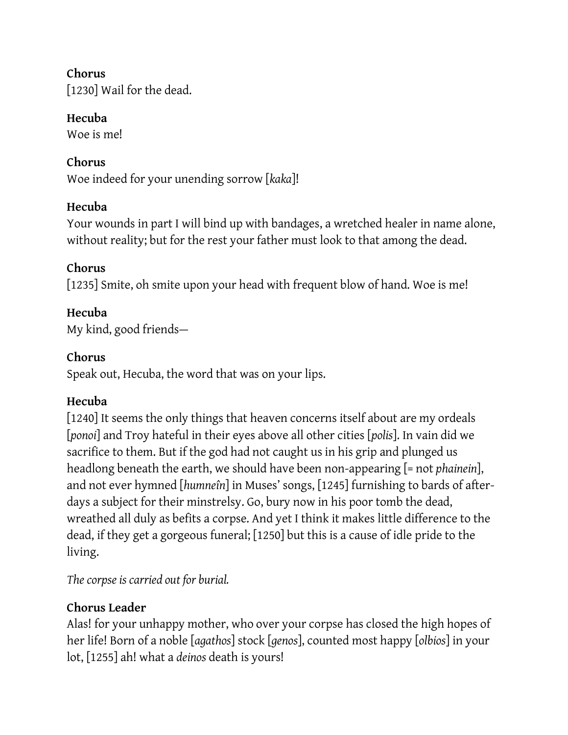**Chorus**
[1230] Wail for the dead.

**Hecuba**
Woe is me!

**Chorus**
Woe indeed for your unending sorrow [*kaka*]!

**Hecuba**
Your wounds in part I will bind up with bandages, a wretched healer in name alone, without reality; but for the rest your father must look to that among the dead.

**Chorus**
[1235] Smite, oh smite upon your head with frequent blow of hand. Woe is me!

**Hecuba**
My kind, good friends—

**Chorus**
Speak out, Hecuba, the word that was on your lips.

**Hecuba**
[1240] It seems the only things that heaven concerns itself about are my ordeals [*ponoi*] and Troy hateful in their eyes above all other cities [*polis*]. In vain did we sacrifice to them. But if the god had not caught us in his grip and plunged us headlong beneath the earth, we should have been non-appearing [= not *phainein*], and not ever hymned [*humneîn*] in Muses' songs, [1245] furnishing to bards of after-days a subject for their minstrelsy. Go, bury now in his poor tomb the dead, wreathed all duly as befits a corpse. And yet I think it makes little difference to the dead, if they get a gorgeous funeral; [1250] but this is a cause of idle pride to the living.

*The corpse is carried out for burial.*

**Chorus Leader**
Alas! for your unhappy mother, who over your corpse has closed the high hopes of her life! Born of a noble [*agathos*] stock [*genos*], counted most happy [*olbios*] in your lot, [1255] ah! what a *deinos* death is yours!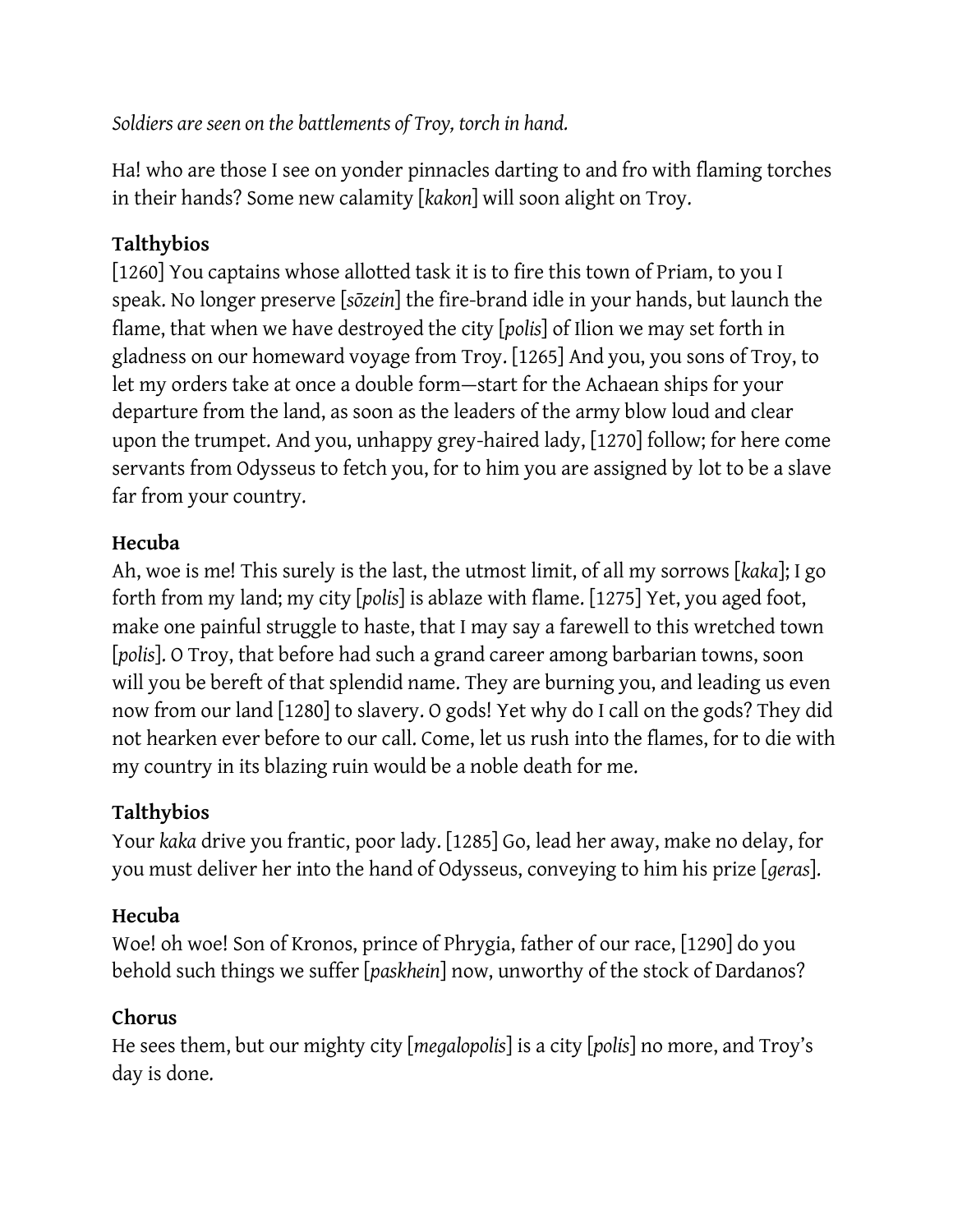*Soldiers are seen on the battlements of Troy, torch in hand.*

Ha! who are those I see on yonder pinnacles darting to and fro with flaming torches in their hands? Some new calamity [*kakon*] will soon alight on Troy.

**Talthybios**

[1260] You captains whose allotted task it is to fire this town of Priam, to you I speak. No longer preserve [*sōzein*] the fire-brand idle in your hands, but launch the flame, that when we have destroyed the city [*polis*] of Ilion we may set forth in gladness on our homeward voyage from Troy. [1265] And you, you sons of Troy, to let my orders take at once a double form—start for the Achaean ships for your departure from the land, as soon as the leaders of the army blow loud and clear upon the trumpet. And you, unhappy grey-haired lady, [1270] follow; for here come servants from Odysseus to fetch you, for to him you are assigned by lot to be a slave far from your country.

**Hecuba**

Ah, woe is me! This surely is the last, the utmost limit, of all my sorrows [*kaka*]; I go forth from my land; my city [*polis*] is ablaze with flame. [1275] Yet, you aged foot, make one painful struggle to haste, that I may say a farewell to this wretched town [*polis*]. O Troy, that before had such a grand career among barbarian towns, soon will you be bereft of that splendid name. They are burning you, and leading us even now from our land [1280] to slavery. O gods! Yet why do I call on the gods? They did not hearken ever before to our call. Come, let us rush into the flames, for to die with my country in its blazing ruin would be a noble death for me.

**Talthybios**

Your *kaka* drive you frantic, poor lady. [1285] Go, lead her away, make no delay, for you must deliver her into the hand of Odysseus, conveying to him his prize [*geras*].

**Hecuba**

Woe! oh woe! Son of Kronos, prince of Phrygia, father of our race, [1290] do you behold such things we suffer [*paskhein*] now, unworthy of the stock of Dardanos?

**Chorus**

He sees them, but our mighty city [*megalopolis*] is a city [*polis*] no more, and Troy's day is done.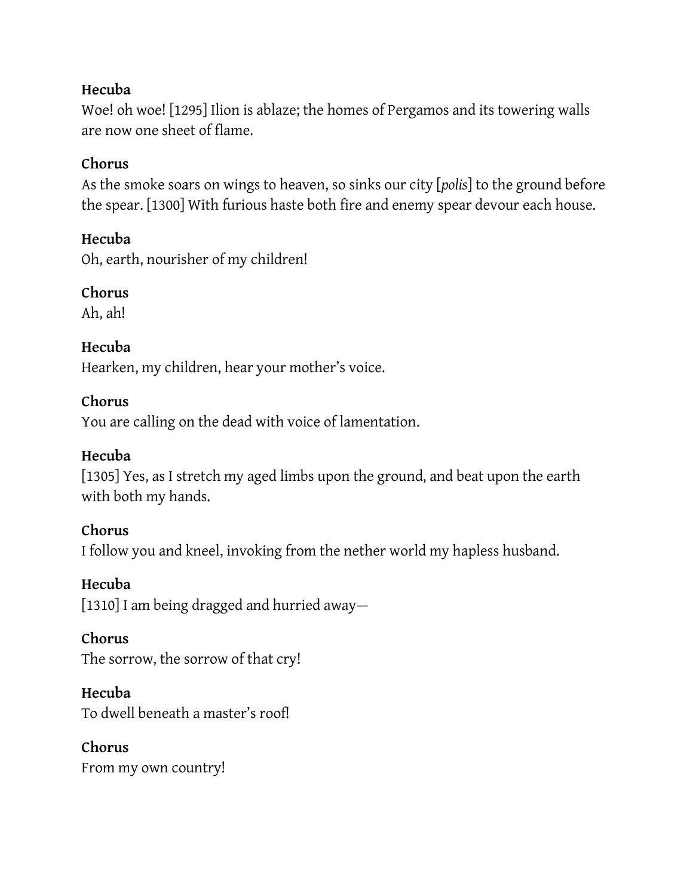**Hecuba**

Woe! oh woe! [1295] Ilion is ablaze; the homes of Pergamos and its towering walls are now one sheet of flame.

**Chorus**

As the smoke soars on wings to heaven, so sinks our city [*polis*] to the ground before the spear. [1300] With furious haste both fire and enemy spear devour each house.

**Hecuba**

Oh, earth, nourisher of my children!

**Chorus**

Ah, ah!

**Hecuba**

Hearken, my children, hear your mother's voice.

**Chorus**

You are calling on the dead with voice of lamentation.

**Hecuba**

[1305] Yes, as I stretch my aged limbs upon the ground, and beat upon the earth with both my hands.

**Chorus**

I follow you and kneel, invoking from the nether world my hapless husband.

**Hecuba**

[1310] I am being dragged and hurried away—

**Chorus**

The sorrow, the sorrow of that cry!

**Hecuba**

To dwell beneath a master's roof!

**Chorus**

From my own country!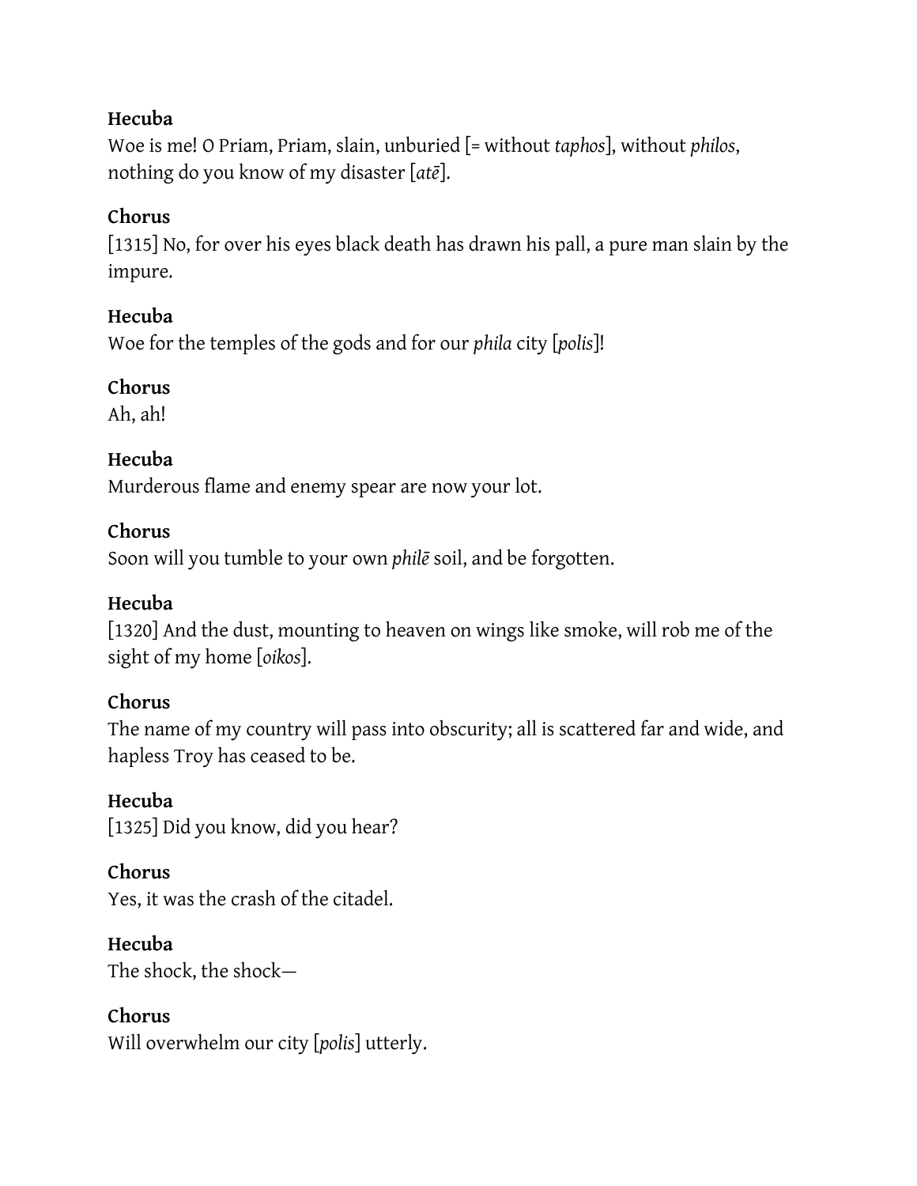**Hecuba**
Woe is me! O Priam, Priam, slain, unburied [= without *taphos*], without *philos*, nothing do you know of my disaster [*atē*].

**Chorus**
[1315] No, for over his eyes black death has drawn his pall, a pure man slain by the impure.

**Hecuba**
Woe for the temples of the gods and for our *phila* city [*polis*]!

**Chorus**
Ah, ah!

**Hecuba**
Murderous flame and enemy spear are now your lot.

**Chorus**
Soon will you tumble to your own *philē* soil, and be forgotten.

**Hecuba**
[1320] And the dust, mounting to heaven on wings like smoke, will rob me of the sight of my home [*oikos*].

**Chorus**
The name of my country will pass into obscurity; all is scattered far and wide, and hapless Troy has ceased to be.

**Hecuba**
[1325] Did you know, did you hear?

**Chorus**
Yes, it was the crash of the citadel.

**Hecuba**
The shock, the shock—

**Chorus**
Will overwhelm our city [*polis*] utterly.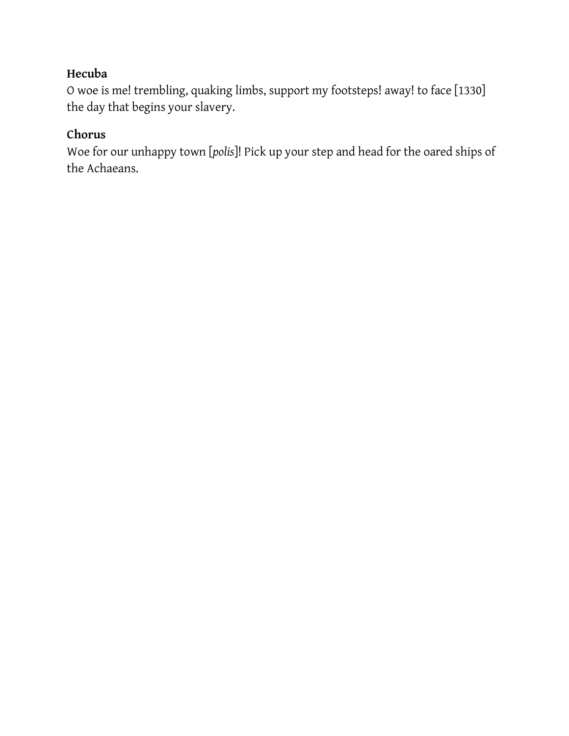**Hecuba**
O woe is me! trembling, quaking limbs, support my footsteps! away! to face [1330] the day that begins your slavery.

**Chorus**
Woe for our unhappy town [*polis*]! Pick up your step and head for the oared ships of the Achaeans.